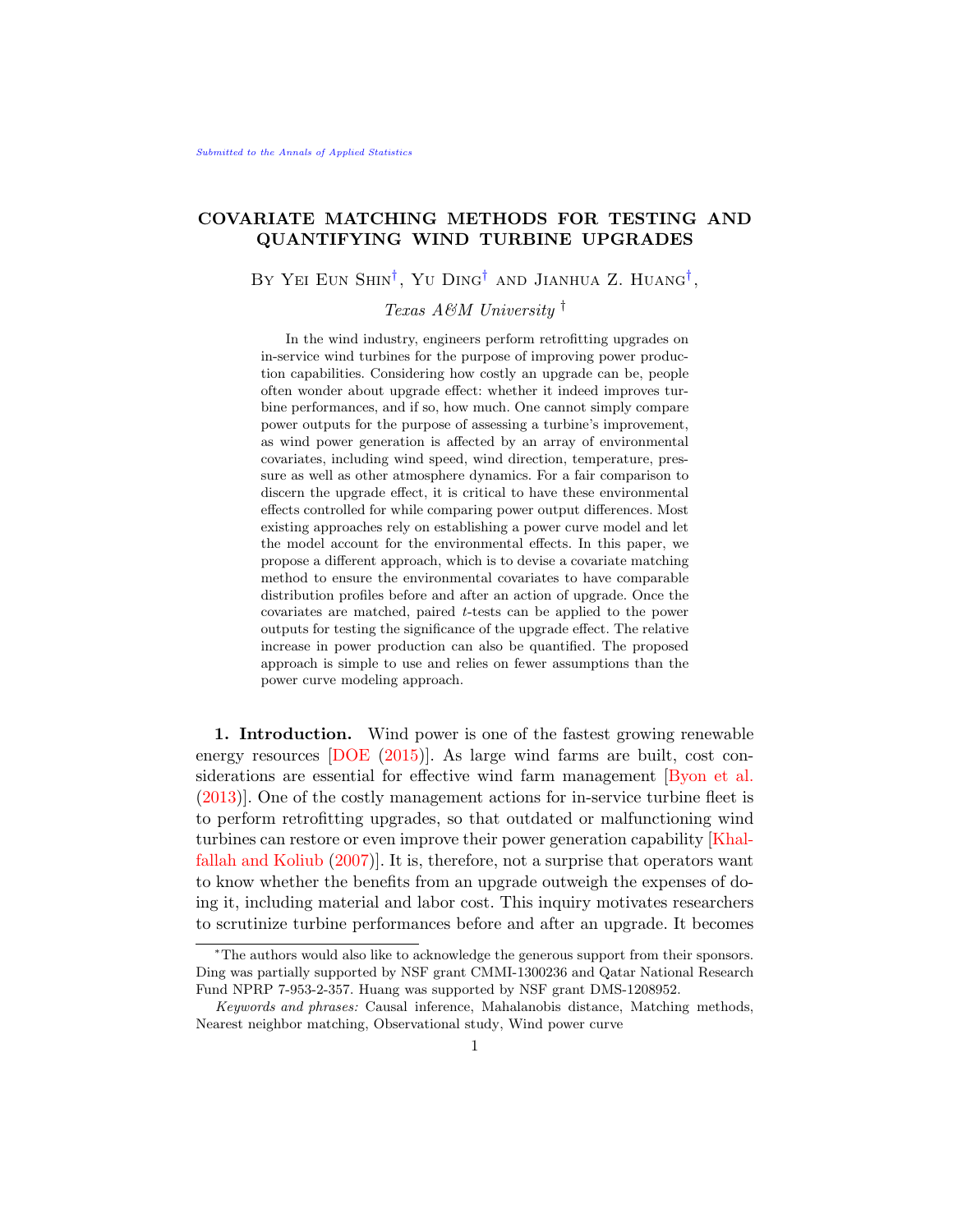*Submitted to the Annals of Applied Statistics*

# COVARIATE MATCHING METHODS FOR TESTING AND QUANTIFYING WIND TURBINE UPGRADES

By Yei Eun Shin[†], Yu Ding[†] and Jianhua Z. Huang[†],

*Texas A&M University* [†]

In the wind industry, engineers perform retrofitting upgrades on in-service wind turbines for the purpose of improving power production capabilities. Considering how costly an upgrade can be, people often wonder about upgrade effect: whether it indeed improves turbine performances, and if so, how much. One cannot simply compare power outputs for the purpose of assessing a turbine's improvement, as wind power generation is affected by an array of environmental covariates, including wind speed, wind direction, temperature, pressure as well as other atmosphere dynamics. For a fair comparison to discern the upgrade effect, it is critical to have these environmental effects controlled for while comparing power output differences. Most existing approaches rely on establishing a power curve model and let the model account for the environmental effects. In this paper, we propose a different approach, which is to devise a covariate matching method to ensure the environmental covariates to have comparable distribution profiles before and after an action of upgrade. Once the covariates are matched, paired $t$-tests can be applied to the power outputs for testing the significance of the upgrade effect. The relative increase in power production can also be quantified. The proposed approach is simple to use and relies on fewer assumptions than the power curve modeling approach.

## 1. Introduction.

Wind power is one of the fastest growing renewable energy resources [DOE (2015)]. As large wind farms are built, cost considerations are essential for effective wind farm management [Byon et al. (2013)]. One of the costly management actions for in-service turbine fleet is to perform retrofitting upgrades, so that outdated or malfunctioning wind turbines can restore or even improve their power generation capability [Khalfallah and Koliub (2007)]. It is, therefore, not a surprise that operators want to know whether the benefits from an upgrade outweigh the expenses of doing it, including material and labor cost. This inquiry motivates researchers to scrutinize turbine performances before and after an upgrade. It becomes

---

*The authors would also like to acknowledge the generous support from their sponsors. Ding was partially supported by NSF grant CMMI-1300236 and Qatar National Research Fund NPRP 7-953-2-357. Huang was supported by NSF grant DMS-1208952.

*Keywords and phrases:* Causal inference, Mahalanobis distance, Matching methods, Nearest neighbor matching, Observational study, Wind power curve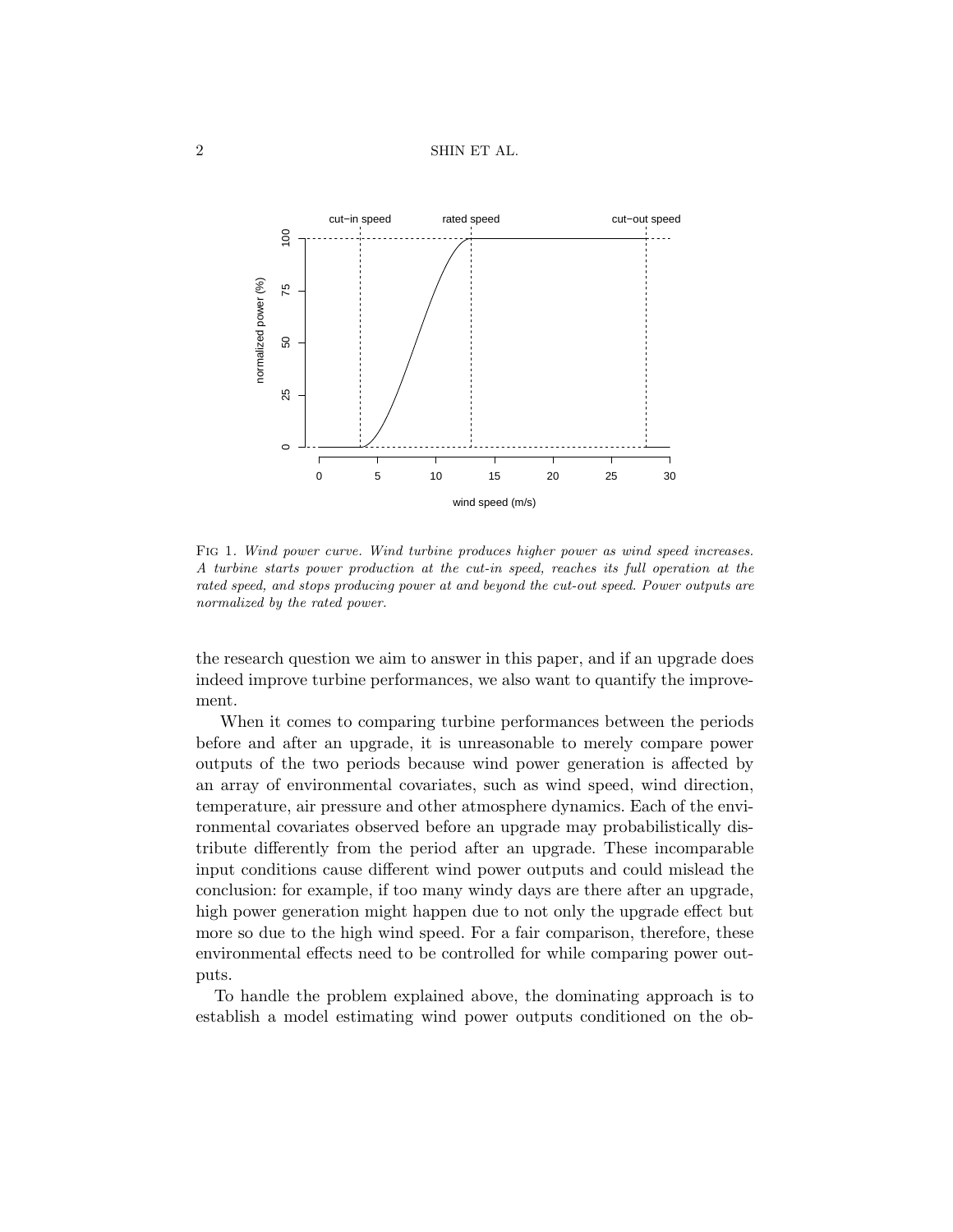FIG 1. *Wind power curve. Wind turbine produces higher power as wind speed increases. A turbine starts power production at the cut-in speed, reaches its full operation at the rated speed, and stops producing power at and beyond the cut-out speed. Power outputs are normalized by the rated power.*

the research question we aim to answer in this paper, and if an upgrade does indeed improve turbine performances, we also want to quantify the improvement.

When it comes to comparing turbine performances between the periods before and after an upgrade, it is unreasonable to merely compare power outputs of the two periods because wind power generation is affected by an array of environmental covariates, such as wind speed, wind direction, temperature, air pressure and other atmosphere dynamics. Each of the environmental covariates observed before an upgrade may probabilistically distribute differently from the period after an upgrade. These incomparable input conditions cause different wind power outputs and could mislead the conclusion: for example, if too many windy days are there after an upgrade, high power generation might happen due to not only the upgrade effect but more so due to the high wind speed. For a fair comparison, therefore, these environmental effects need to be controlled for while comparing power outputs.

To handle the problem explained above, the dominating approach is to establish a model estimating wind power outputs conditioned on the ob-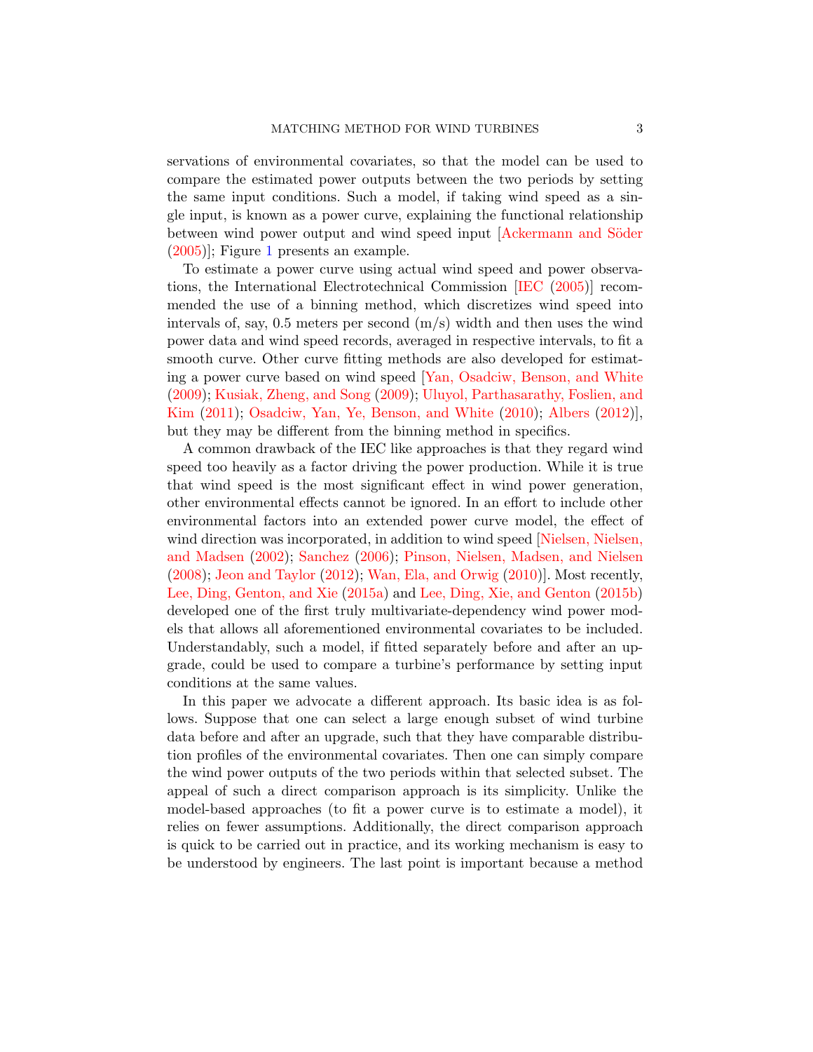servations of environmental covariates, so that the model can be used to compare the estimated power outputs between the two periods by setting the same input conditions. Such a model, if taking wind speed as a single input, is known as a power curve, explaining the functional relationship between wind power output and wind speed input [Ackermann and Söder (2005)]; Figure 1 presents an example.

To estimate a power curve using actual wind speed and power observations, the International Electrotechnical Commission [IEC (2005)] recommended the use of a binning method, which discretizes wind speed into intervals of, say, 0.5 meters per second (m/s) width and then uses the wind power data and wind speed records, averaged in respective intervals, to fit a smooth curve. Other curve fitting methods are also developed for estimating a power curve based on wind speed [Yan, Osadciw, Benson, and White (2009); Kusiak, Zheng, and Song (2009); Uluyol, Parthasarathy, Foslien, and Kim (2011); Osadciw, Yan, Ye, Benson, and White (2010); Albers (2012)], but they may be different from the binning method in specifics.

A common drawback of the IEC like approaches is that they regard wind speed too heavily as a factor driving the power production. While it is true that wind speed is the most significant effect in wind power generation, other environmental effects cannot be ignored. In an effort to include other environmental factors into an extended power curve model, the effect of wind direction was incorporated, in addition to wind speed [Nielsen, Nielsen, and Madsen (2002); Sanchez (2006); Pinson, Nielsen, Madsen, and Nielsen (2008); Jeon and Taylor (2012); Wan, Ela, and Orwig (2010)]. Most recently, Lee, Ding, Genton, and Xie (2015a) and Lee, Ding, Xie, and Genton (2015b) developed one of the first truly multivariate-dependency wind power models that allows all aforementioned environmental covariates to be included. Understandably, such a model, if fitted separately before and after an upgrade, could be used to compare a turbine's performance by setting input conditions at the same values.

In this paper we advocate a different approach. Its basic idea is as follows. Suppose that one can select a large enough subset of wind turbine data before and after an upgrade, such that they have comparable distribution profiles of the environmental covariates. Then one can simply compare the wind power outputs of the two periods within that selected subset. The appeal of such a direct comparison approach is its simplicity. Unlike the model-based approaches (to fit a power curve is to estimate a model), it relies on fewer assumptions. Additionally, the direct comparison approach is quick to be carried out in practice, and its working mechanism is easy to be understood by engineers. The last point is important because a method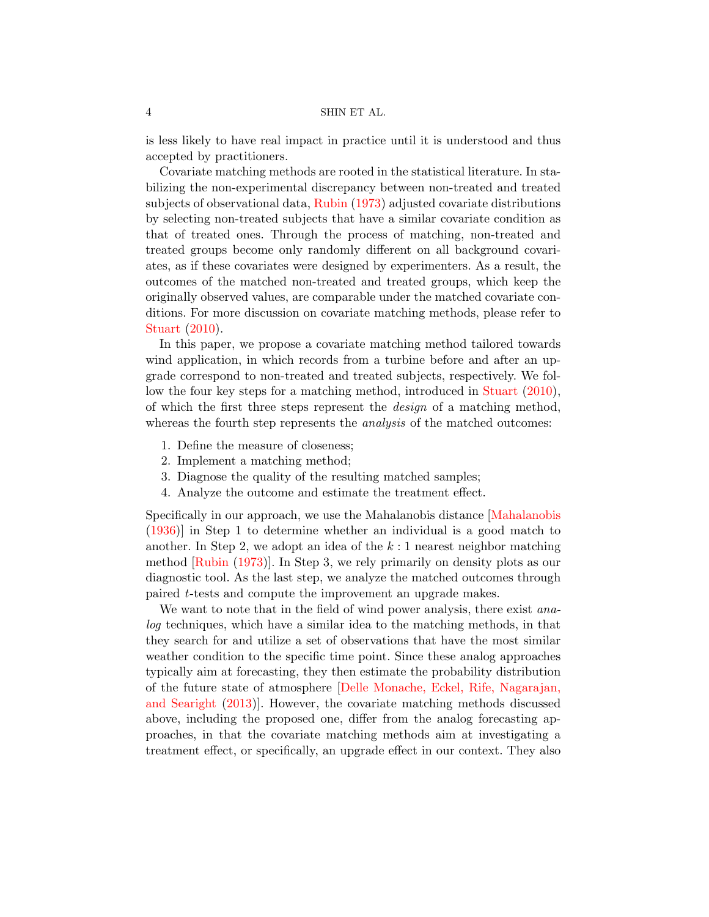is less likely to have real impact in practice until it is understood and thus accepted by practitioners.

Covariate matching methods are rooted in the statistical literature. In stabilizing the non-experimental discrepancy between non-treated and treated subjects of observational data, Rubin (1973) adjusted covariate distributions by selecting non-treated subjects that have a similar covariate condition as that of treated ones. Through the process of matching, non-treated and treated groups become only randomly different on all background covariates, as if these covariates were designed by experimenters. As a result, the outcomes of the matched non-treated and treated groups, which keep the originally observed values, are comparable under the matched covariate conditions. For more discussion on covariate matching methods, please refer to Stuart (2010).

In this paper, we propose a covariate matching method tailored towards wind application, in which records from a turbine before and after an upgrade correspond to non-treated and treated subjects, respectively. We follow the four key steps for a matching method, introduced in Stuart (2010), of which the first three steps represent the *design* of a matching method, whereas the fourth step represents the *analysis* of the matched outcomes:

1. Define the measure of closeness;
2. Implement a matching method;
3. Diagnose the quality of the resulting matched samples;
4. Analyze the outcome and estimate the treatment effect.

Specifically in our approach, we use the Mahalanobis distance [Mahalanobis (1936)] in Step 1 to determine whether an individual is a good match to another. In Step 2, we adopt an idea of the $k:1$ nearest neighbor matching method [Rubin (1973)]. In Step 3, we rely primarily on density plots as our diagnostic tool. As the last step, we analyze the matched outcomes through paired $t$-tests and compute the improvement an upgrade makes.

We want to note that in the field of wind power analysis, there exist *analog* techniques, which have a similar idea to the matching methods, in that they search for and utilize a set of observations that have the most similar weather condition to the specific time point. Since these analog approaches typically aim at forecasting, they then estimate the probability distribution of the future state of atmosphere [Delle Monache, Eckel, Rife, Nagarajan, and Searight (2013)]. However, the covariate matching methods discussed above, including the proposed one, differ from the analog forecasting approaches, in that the covariate matching methods aim at investigating a treatment effect, or specifically, an upgrade effect in our context. They also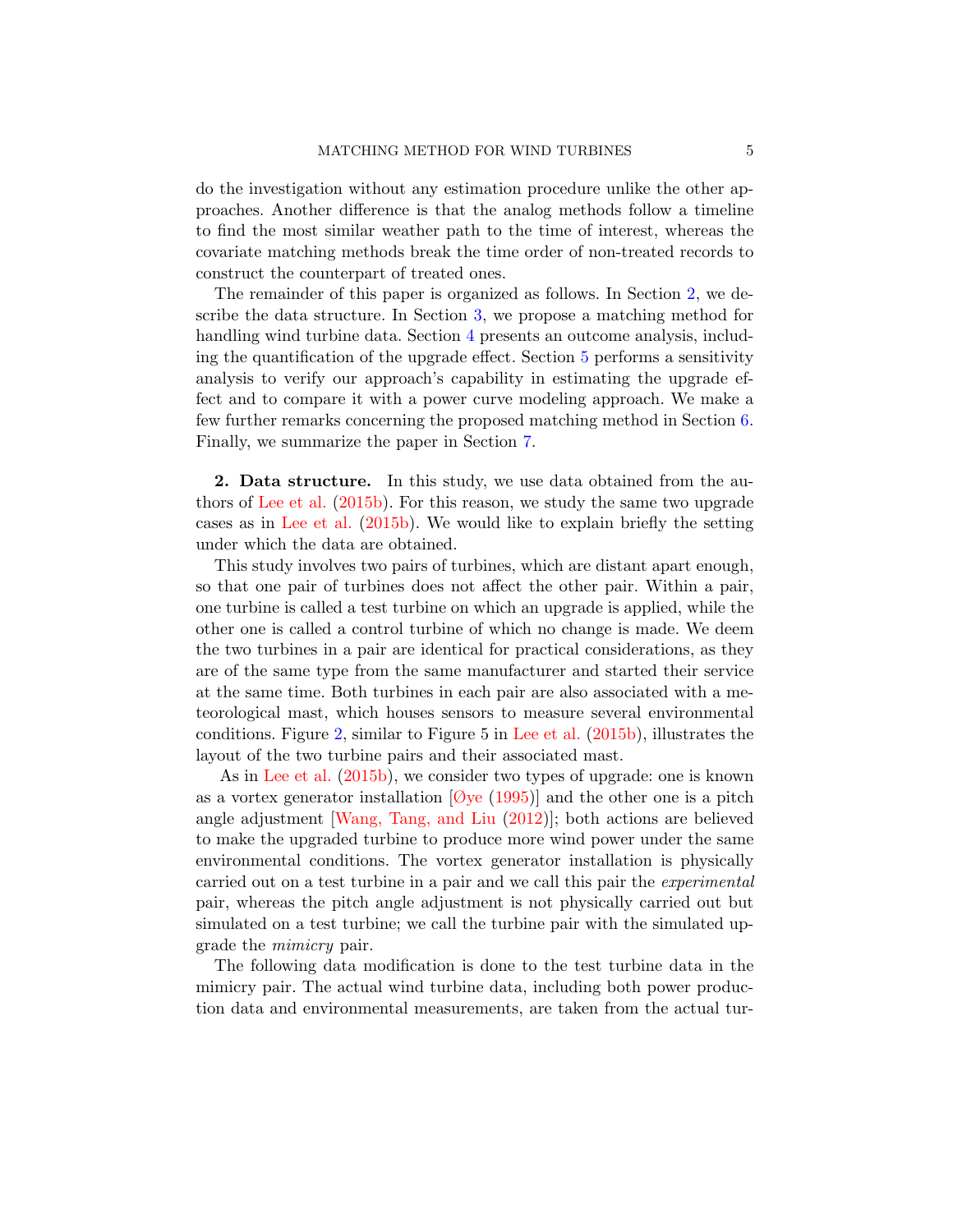do the investigation without any estimation procedure unlike the other approaches. Another difference is that the analog methods follow a timeline to find the most similar weather path to the time of interest, whereas the covariate matching methods break the time order of non-treated records to construct the counterpart of treated ones.

The remainder of this paper is organized as follows. In Section 2, we describe the data structure. In Section 3, we propose a matching method for handling wind turbine data. Section 4 presents an outcome analysis, including the quantification of the upgrade effect. Section 5 performs a sensitivity analysis to verify our approach's capability in estimating the upgrade effect and to compare it with a power curve modeling approach. We make a few further remarks concerning the proposed matching method in Section 6. Finally, we summarize the paper in Section 7.

## 2. Data structure.

In this study, we use data obtained from the authors of Lee et al. (2015b). For this reason, we study the same two upgrade cases as in Lee et al. (2015b). We would like to explain briefly the setting under which the data are obtained.

This study involves two pairs of turbines, which are distant apart enough, so that one pair of turbines does not affect the other pair. Within a pair, one turbine is called a test turbine on which an upgrade is applied, while the other one is called a control turbine of which no change is made. We deem the two turbines in a pair are identical for practical considerations, as they are of the same type from the same manufacturer and started their service at the same time. Both turbines in each pair are also associated with a meteorological mast, which houses sensors to measure several environmental conditions. Figure 2, similar to Figure 5 in Lee et al. (2015b), illustrates the layout of the two turbine pairs and their associated mast.

As in Lee et al. (2015b), we consider two types of upgrade: one is known as a vortex generator installation [Øye (1995)] and the other one is a pitch angle adjustment [Wang, Tang, and Liu (2012)]; both actions are believed to make the upgraded turbine to produce more wind power under the same environmental conditions. The vortex generator installation is physically carried out on a test turbine in a pair and we call this pair the *experimental* pair, whereas the pitch angle adjustment is not physically carried out but simulated on a test turbine; we call the turbine pair with the simulated upgrade the *mimicry* pair.

The following data modification is done to the test turbine data in the mimicry pair. The actual wind turbine data, including both power production data and environmental measurements, are taken from the actual tur-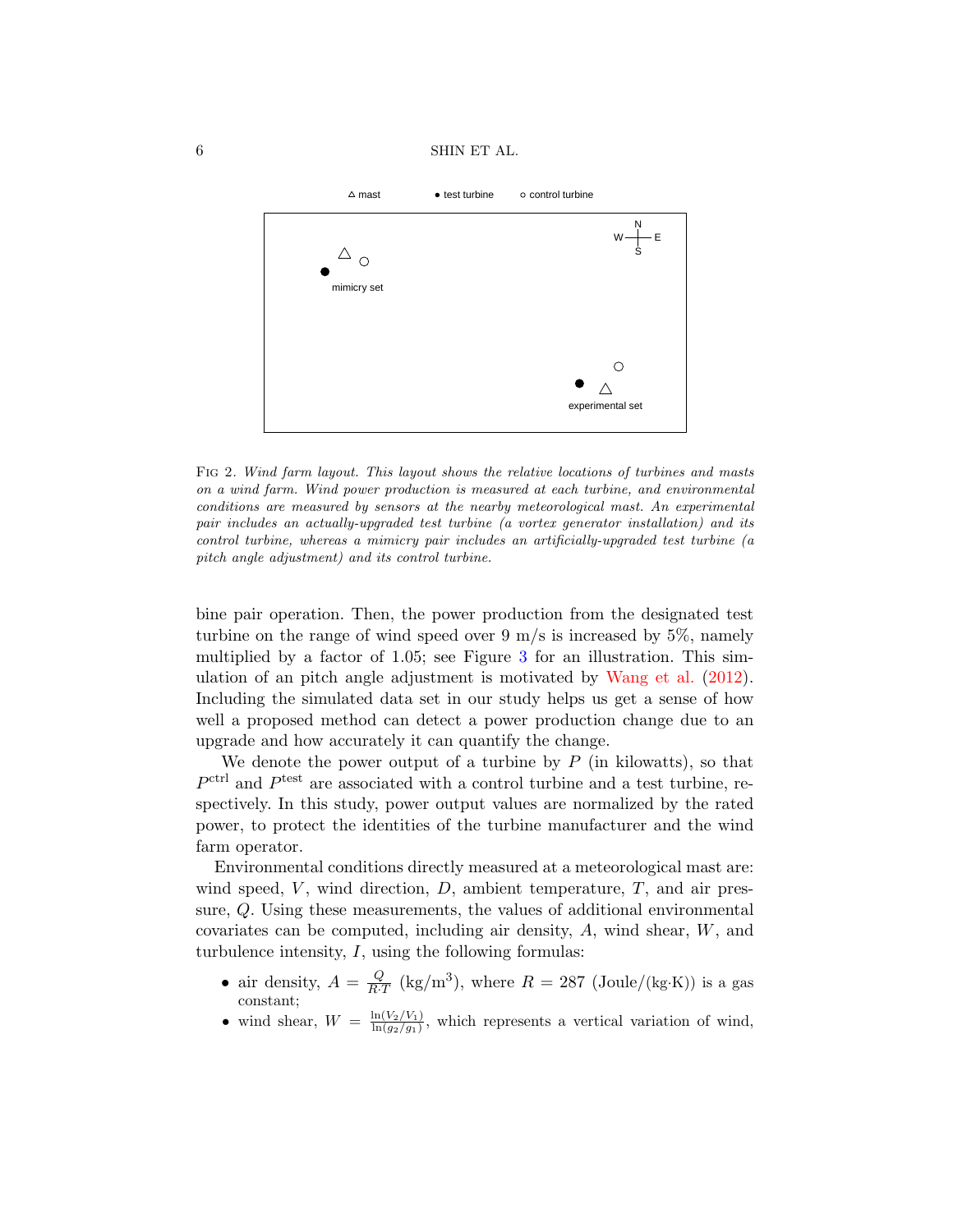FIG 2. *Wind farm layout. This layout shows the relative locations of turbines and masts on a wind farm. Wind power production is measured at each turbine, and environmental conditions are measured by sensors at the nearby meteorological mast. An experimental pair includes an actually-upgraded test turbine (a vortex generator installation) and its control turbine, whereas a mimicry pair includes an artificially-upgraded test turbine (a pitch angle adjustment) and its control turbine.*

bine pair operation. Then, the power production from the designated test turbine on the range of wind speed over 9 m/s is increased by 5%, namely multiplied by a factor of 1.05; see Figure 3 for an illustration. This simulation of an pitch angle adjustment is motivated by Wang et al. (2012). Including the simulated data set in our study helps us get a sense of how well a proposed method can detect a power production change due to an upgrade and how accurately it can quantify the change.

We denote the power output of a turbine by $P$ (in kilowatts), so that $P^{\text{ctrl}}$ and $P^{\text{test}}$ are associated with a control turbine and a test turbine, respectively. In this study, power output values are normalized by the rated power, to protect the identities of the turbine manufacturer and the wind farm operator.

Environmental conditions directly measured at a meteorological mast are: wind speed, $V$, wind direction, $D$, ambient temperature, $T$, and air pressure, $Q$. Using these measurements, the values of additional environmental covariates can be computed, including air density, $A$, wind shear, $W$, and turbulence intensity, $I$, using the following formulas:

- air density, $A = \frac{Q}{R \cdot T}$ (kg/m$^3$), where $R = 287$ (Joule/(kg·K)) is a gas constant;
- wind shear, $W = \frac{\ln(V_2/V_1)}{\ln(g_2/g_1)}$, which represents a vertical variation of wind,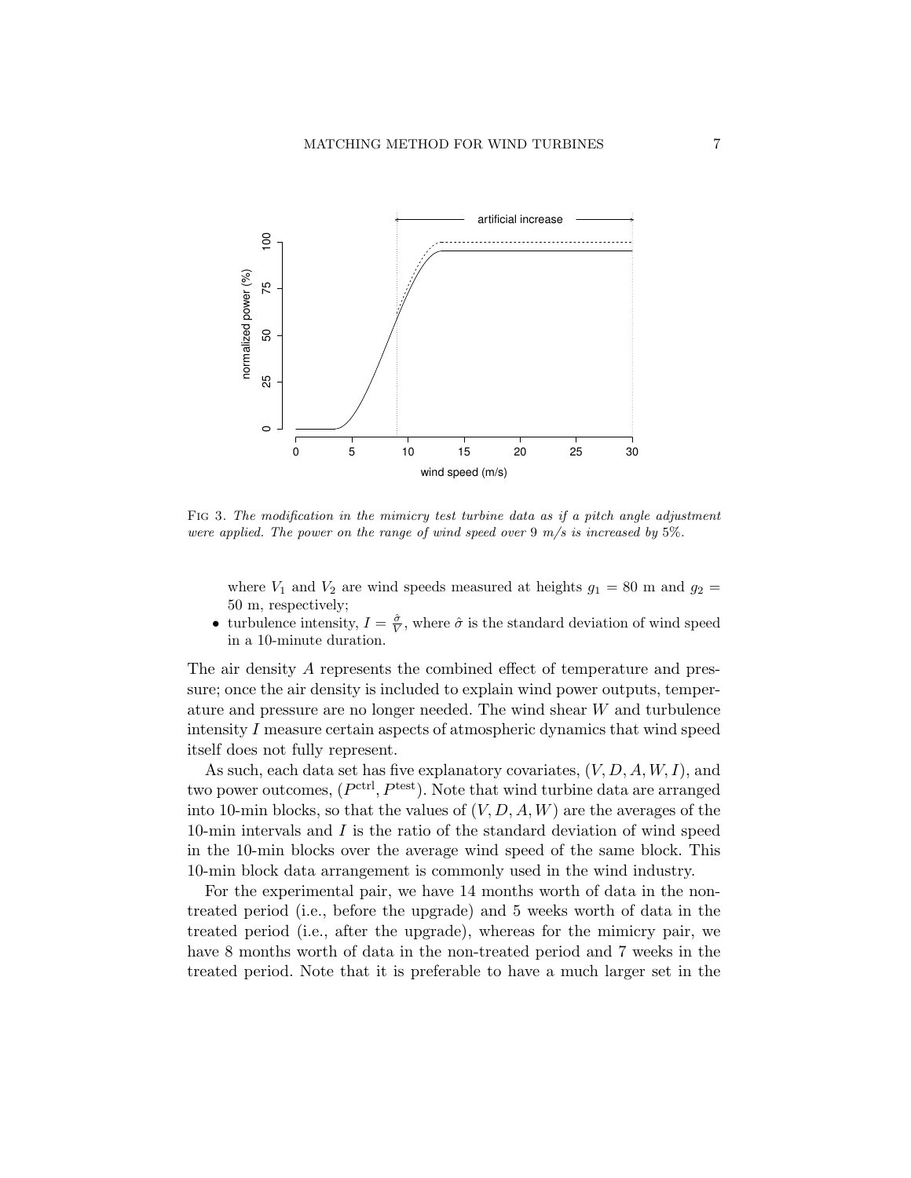FIG 3. *The modification in the mimicry test turbine data as if a pitch angle adjustment were applied. The power on the range of wind speed over 9 m/s is increased by 5%.*

where $V_1$ and $V_2$ are wind speeds measured at heights $g_1 = 80$ m and $g_2 = 50$ m, respectively;

- turbulence intensity, $I = \frac{\hat{\sigma}}{V}$, where $\hat{\sigma}$ is the standard deviation of wind speed in a 10-minute duration.

The air density $A$ represents the combined effect of temperature and pressure; once the air density is included to explain wind power outputs, temperature and pressure are no longer needed. The wind shear $W$ and turbulence intensity $I$ measure certain aspects of atmospheric dynamics that wind speed itself does not fully represent.

As such, each data set has five explanatory covariates, $(V, D, A, W, I)$, and two power outcomes, $(P^{\text{ctrl}}, P^{\text{test}})$. Note that wind turbine data are arranged into 10-min blocks, so that the values of $(V, D, A, W)$ are the averages of the 10-min intervals and $I$ is the ratio of the standard deviation of wind speed in the 10-min blocks over the average wind speed of the same block. This 10-min block data arrangement is commonly used in the wind industry.

For the experimental pair, we have 14 months worth of data in the non-treated period (i.e., before the upgrade) and 5 weeks worth of data in the treated period (i.e., after the upgrade), whereas for the mimicry pair, we have 8 months worth of data in the non-treated period and 7 weeks in the treated period. Note that it is preferable to have a much larger set in the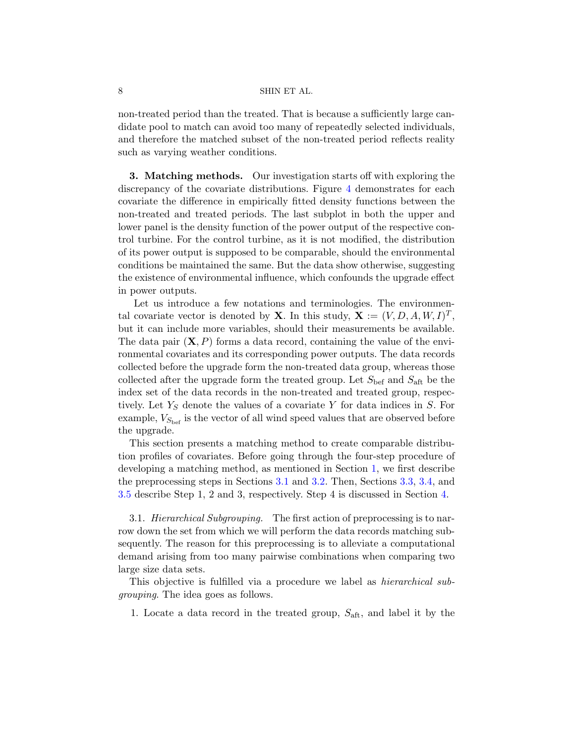non-treated period than the treated. That is because a sufficiently large candidate pool to match can avoid too many of repeatedly selected individuals, and therefore the matched subset of the non-treated period reflects reality such as varying weather conditions.

## 3. Matching methods.

Our investigation starts off with exploring the discrepancy of the covariate distributions. Figure 4 demonstrates for each covariate the difference in empirically fitted density functions between the non-treated and treated periods. The last subplot in both the upper and lower panel is the density function of the power output of the respective control turbine. For the control turbine, as it is not modified, the distribution of its power output is supposed to be comparable, should the environmental conditions be maintained the same. But the data show otherwise, suggesting the existence of environmental influence, which confounds the upgrade effect in power outputs.

Let us introduce a few notations and terminologies. The environmental covariate vector is denoted by $\mathbf{X}$. In this study, $\mathbf{X} := (V, D, A, W, I)^T$, but it can include more variables, should their measurements be available. The data pair $(\mathbf{X}, P)$ forms a data record, containing the value of the environmental covariates and its corresponding power outputs. The data records collected before the upgrade form the non-treated data group, whereas those collected after the upgrade form the treated group. Let $S_{\text{bef}}$ and $S_{\text{aft}}$ be the index set of the data records in the non-treated and treated group, respectively. Let $Y_S$ denote the values of a covariate $Y$ for data indices in $S$. For example, $V_{S_{\text{bef}}}$ is the vector of all wind speed values that are observed before the upgrade.

This section presents a matching method to create comparable distribution profiles of covariates. Before going through the four-step procedure of developing a matching method, as mentioned in Section 1, we first describe the preprocessing steps in Sections 3.1 and 3.2. Then, Sections 3.3, 3.4, and 3.5 describe Step 1, 2 and 3, respectively. Step 4 is discussed in Section 4.

### 3.1. *Hierarchical Subgrouping.*

The first action of preprocessing is to narrow down the set from which we will perform the data records matching subsequently. The reason for this preprocessing is to alleviate a computational demand arising from too many pairwise combinations when comparing two large size data sets.

This objective is fulfilled via a procedure we label as *hierarchical subgrouping*. The idea goes as follows.

1. Locate a data record in the treated group, $S_{\text{aft}}$, and label it by the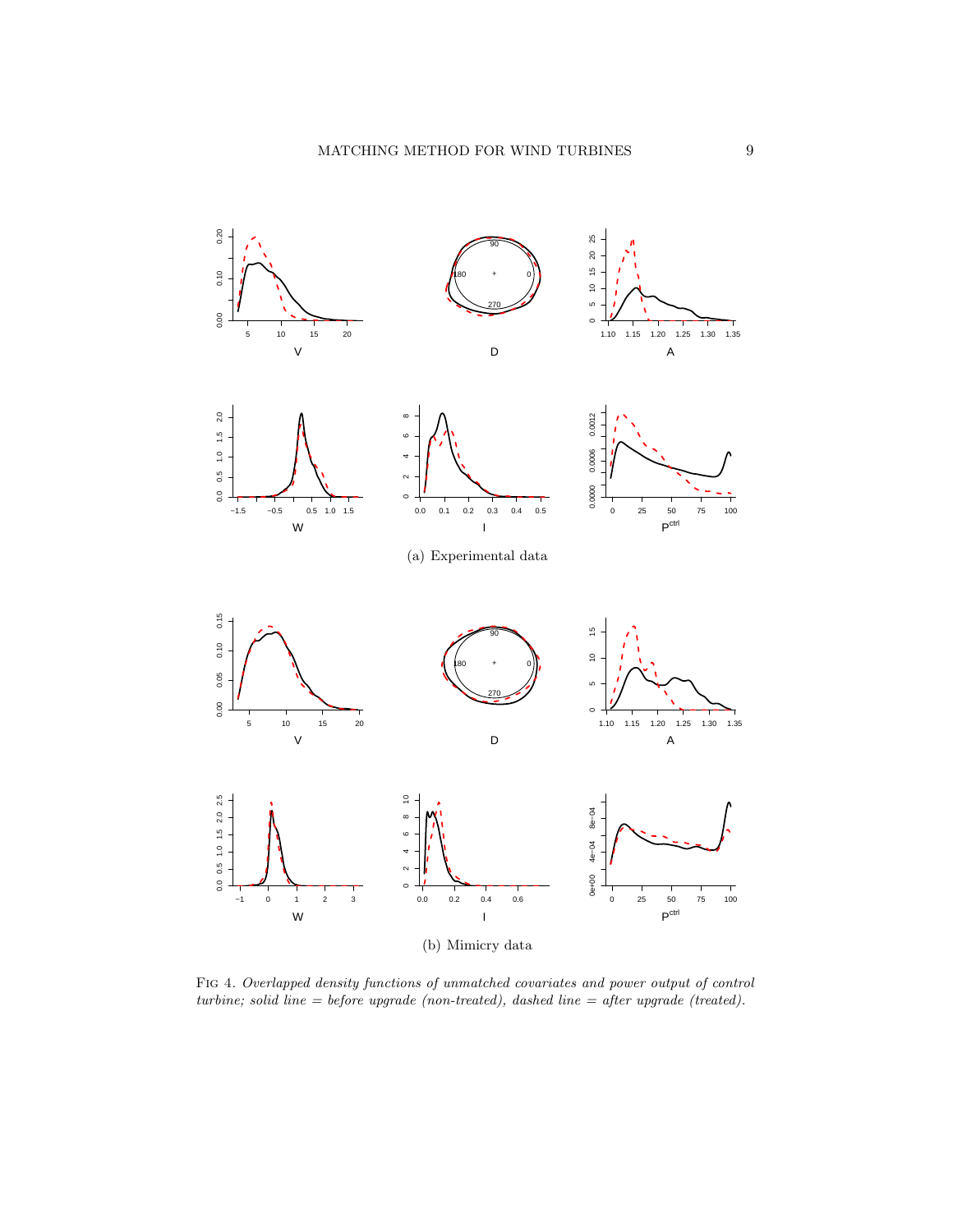(a) Experimental data

(b) Mimicry data

FIG 4. *Overlapped density functions of unmatched covariates and power output of control turbine; solid line = before upgrade (non-treated), dashed line = after upgrade (treated).*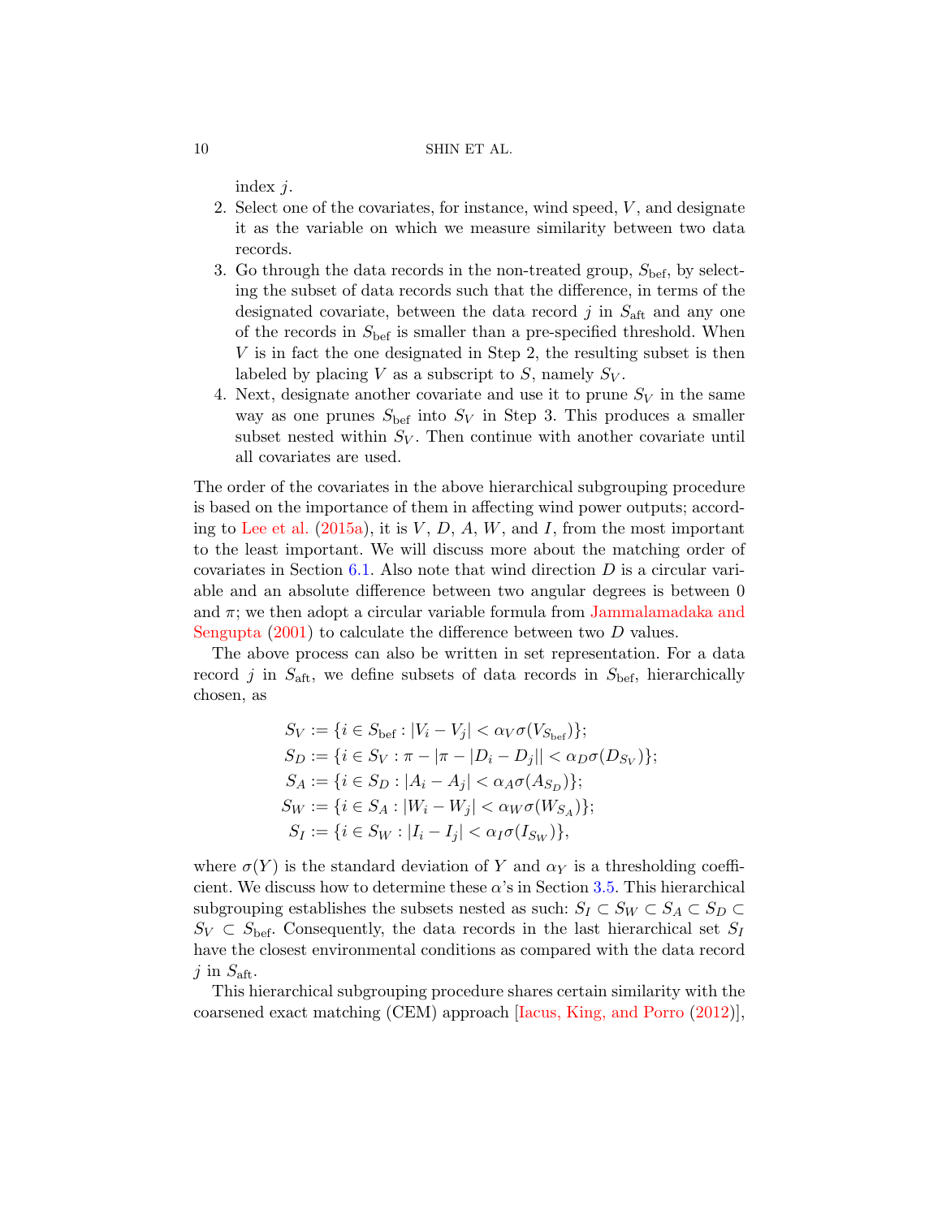index $j$.

2. Select one of the covariates, for instance, wind speed, $V$, and designate it as the variable on which we measure similarity between two data records.
3. Go through the data records in the non-treated group, $S_{\text{bef}}$, by selecting the subset of data records such that the difference, in terms of the designated covariate, between the data record $j$ in $S_{\text{aft}}$ and any one of the records in $S_{\text{bef}}$ is smaller than a pre-specified threshold. When $V$ is in fact the one designated in Step 2, the resulting subset is then labeled by placing $V$ as a subscript to $S$, namely $S_V$.
4. Next, designate another covariate and use it to prune $S_V$ in the same way as one prunes $S_{\text{bef}}$ into $S_V$ in Step 3. This produces a smaller subset nested within $S_V$. Then continue with another covariate until all covariates are used.

The order of the covariates in the above hierarchical subgrouping procedure is based on the importance of them in affecting wind power outputs; according to Lee et al. (2015a), it is $V$, $D$, $A$, $W$, and $I$, from the most important to the least important. We will discuss more about the matching order of covariates in Section 6.1. Also note that wind direction $D$ is a circular variable and an absolute difference between two angular degrees is between 0 and $\pi$; we then adopt a circular variable formula from Jammalamadaka and Sengupta (2001) to calculate the difference between two $D$ values.

The above process can also be written in set representation. For a data record $j$ in $S_{\text{aft}}$, we define subsets of data records in $S_{\text{bef}}$, hierarchically chosen, as

$$
\begin{aligned}
S_V &:= \{i \in S_{\text{bef}} : |V_i - V_j| < \alpha_V \sigma(V_{S_{\text{bef}}})\};\\
S_D &:= \{i \in S_V : \pi - |\pi - |D_i - D_j|| < \alpha_D \sigma(D_{S_V})\};\\
S_A &:= \{i \in S_D : |A_i - A_j| < \alpha_A \sigma(A_{S_D})\};\\
S_W &:= \{i \in S_A : |W_i - W_j| < \alpha_W \sigma(W_{S_A})\};\\
S_I &:= \{i \in S_W : |I_i - I_j| < \alpha_I \sigma(I_{S_W})\},
\end{aligned}
$$

where $\sigma(Y)$ is the standard deviation of $Y$ and $\alpha_Y$ is a thresholding coefficient. We discuss how to determine these $\alpha$'s in Section 3.5. This hierarchical subgrouping establishes the subsets nested as such: $S_I \subset S_W \subset S_A \subset S_D \subset S_V \subset S_{\text{bef}}$. Consequently, the data records in the last hierarchical set $S_I$ have the closest environmental conditions as compared with the data record $j$ in $S_{\text{aft}}$.

This hierarchical subgrouping procedure shares certain similarity with the coarsened exact matching (CEM) approach [Iacus, King, and Porro (2012)],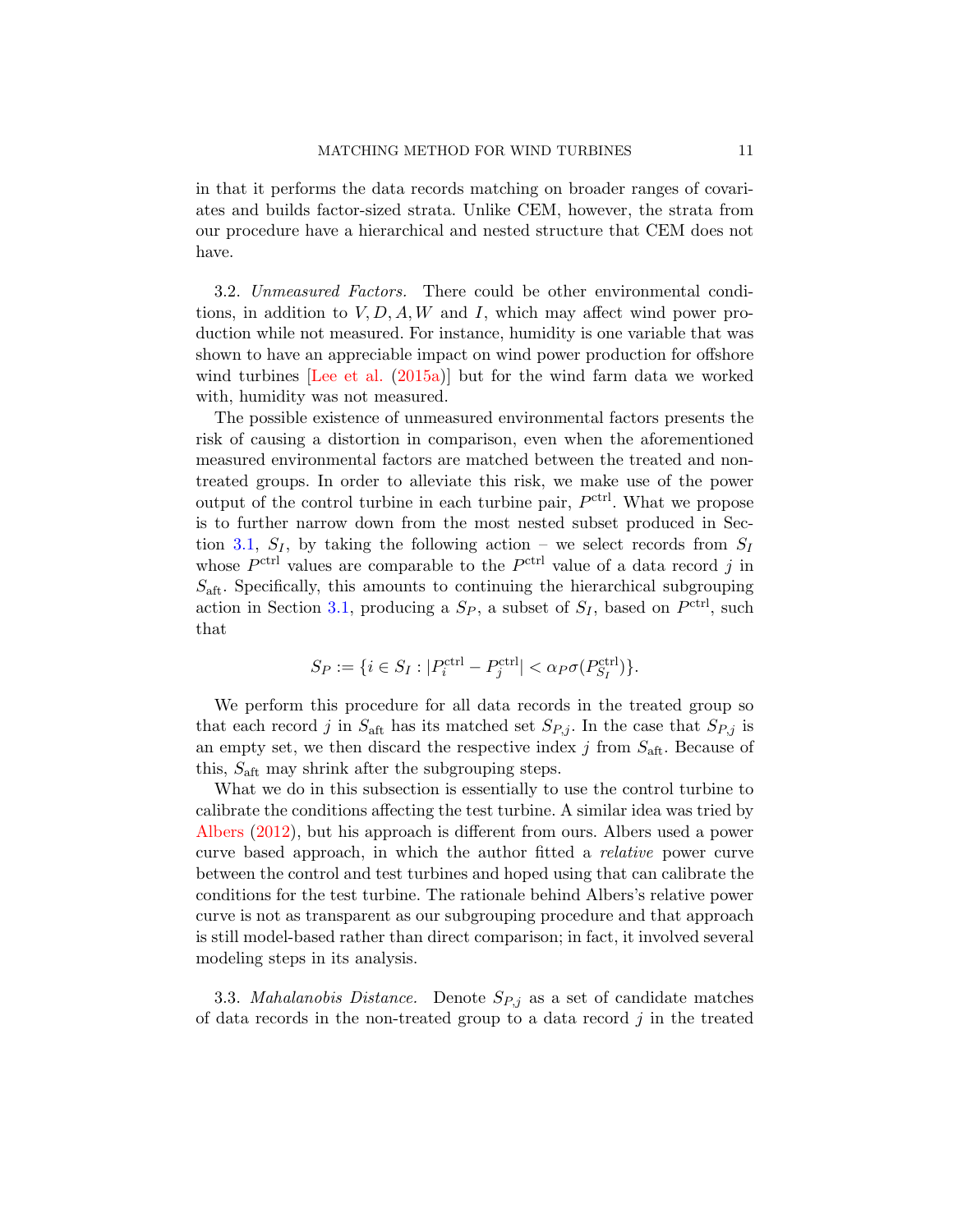in that it performs the data records matching on broader ranges of covariates and builds factor-sized strata. Unlike CEM, however, the strata from our procedure have a hierarchical and nested structure that CEM does not have.

3.2. *Unmeasured Factors.* There could be other environmental conditions, in addition to $V, D, A, W$ and $I$, which may affect wind power production while not measured. For instance, humidity is one variable that was shown to have an appreciable impact on wind power production for offshore wind turbines [Lee et al. (2015a)] but for the wind farm data we worked with, humidity was not measured.

The possible existence of unmeasured environmental factors presents the risk of causing a distortion in comparison, even when the aforementioned measured environmental factors are matched between the treated and non-treated groups. In order to alleviate this risk, we make use of the power output of the control turbine in each turbine pair, $P^{\text{ctrl}}$. What we propose is to further narrow down from the most nested subset produced in Section 3.1, $S_I$, by taking the following action – we select records from $S_I$ whose $P^{\text{ctrl}}$ values are comparable to the $P^{\text{ctrl}}$ value of a data record $j$ in $S_{\text{aft}}$. Specifically, this amounts to continuing the hierarchical subgrouping action in Section 3.1, producing a $S_P$, a subset of $S_I$, based on $P^{\text{ctrl}}$, such that

$$S_P := \{i \in S_I : |P_i^{\text{ctrl}} - P_j^{\text{ctrl}}| < \alpha_P \sigma(P_{S_I}^{\text{ctrl}})\}.$$

We perform this procedure for all data records in the treated group so that each record $j$ in $S_{\text{aft}}$ has its matched set $S_{P,j}$. In the case that $S_{P,j}$ is an empty set, we then discard the respective index $j$ from $S_{\text{aft}}$. Because of this, $S_{\text{aft}}$ may shrink after the subgrouping steps.

What we do in this subsection is essentially to use the control turbine to calibrate the conditions affecting the test turbine. A similar idea was tried by Albers (2012), but his approach is different from ours. Albers used a power curve based approach, in which the author fitted a *relative* power curve between the control and test turbines and hoped using that can calibrate the conditions for the test turbine. The rationale behind Albers's relative power curve is not as transparent as our subgrouping procedure and that approach is still model-based rather than direct comparison; in fact, it involved several modeling steps in its analysis.

3.3. *Mahalanobis Distance.* Denote $S_{P,j}$ as a set of candidate matches of data records in the non-treated group to a data record $j$ in the treated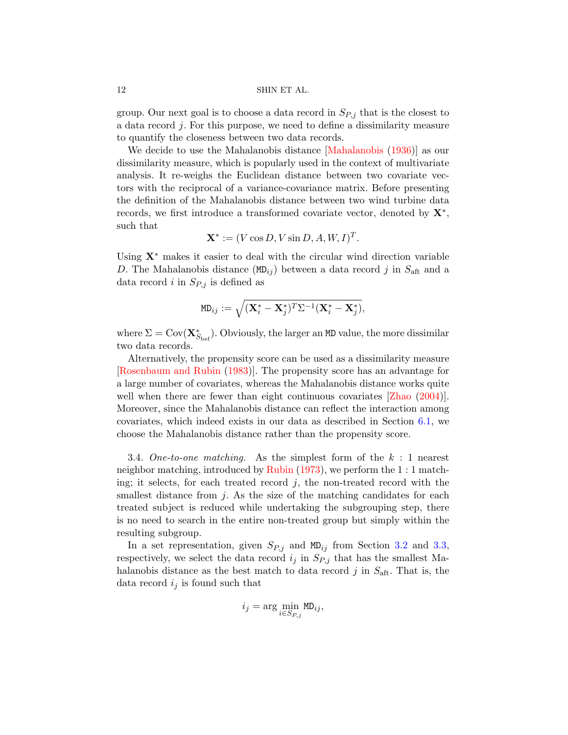group. Our next goal is to choose a data record in $S_{P,j}$ that is the closest to a data record $j$. For this purpose, we need to define a dissimilarity measure to quantify the closeness between two data records.

We decide to use the Mahalanobis distance [Mahalanobis (1936)] as our dissimilarity measure, which is popularly used in the context of multivariate analysis. It re-weighs the Euclidean distance between two covariate vectors with the reciprocal of a variance-covariance matrix. Before presenting the definition of the Mahalanobis distance between two wind turbine data records, we first introduce a transformed covariate vector, denoted by $\mathbf{X}^*$, such that

$$\mathbf{X}^* := (V\cos D, V\sin D, A, W, I)^T.$$

Using $\mathbf{X}^*$ makes it easier to deal with the circular wind direction variable $D$. The Mahalanobis distance ($\mathtt{MD}_{ij}$) between a data record $j$ in $S_{\text{aft}}$ and a data record $i$ in $S_{P,j}$ is defined as

$$\mathtt{MD}_{ij} := \sqrt{(\mathbf{X}_i^* - \mathbf{X}_j^*)^T \Sigma^{-1} (\mathbf{X}_i^* - \mathbf{X}_j^*)},$$

where $\Sigma = \text{Cov}(\mathbf{X}^*_{S_{\text{bef}}})$. Obviously, the larger an $\mathtt{MD}$ value, the more dissimilar two data records.

Alternatively, the propensity score can be used as a dissimilarity measure [Rosenbaum and Rubin (1983)]. The propensity score has an advantage for a large number of covariates, whereas the Mahalanobis distance works quite well when there are fewer than eight continuous covariates [Zhao (2004)]. Moreover, since the Mahalanobis distance can reflect the interaction among covariates, which indeed exists in our data as described in Section 6.1, we choose the Mahalanobis distance rather than the propensity score.

3.4. *One-to-one matching.* As the simplest form of the $k:1$ nearest neighbor matching, introduced by Rubin (1973), we perform the $1:1$ matching; it selects, for each treated record $j$, the non-treated record with the smallest distance from $j$. As the size of the matching candidates for each treated subject is reduced while undertaking the subgrouping step, there is no need to search in the entire non-treated group but simply within the resulting subgroup.

In a set representation, given $S_{P,j}$ and $\mathtt{MD}_{ij}$ from Section 3.2 and 3.3, respectively, we select the data record $i_j$ in $S_{P,j}$ that has the smallest Mahalanobis distance as the best match to data record $j$ in $S_{\text{aft}}$. That is, the data record $i_j$ is found such that

$$i_j = \arg\min_{i \in S_{P,j}} \mathtt{MD}_{ij},$$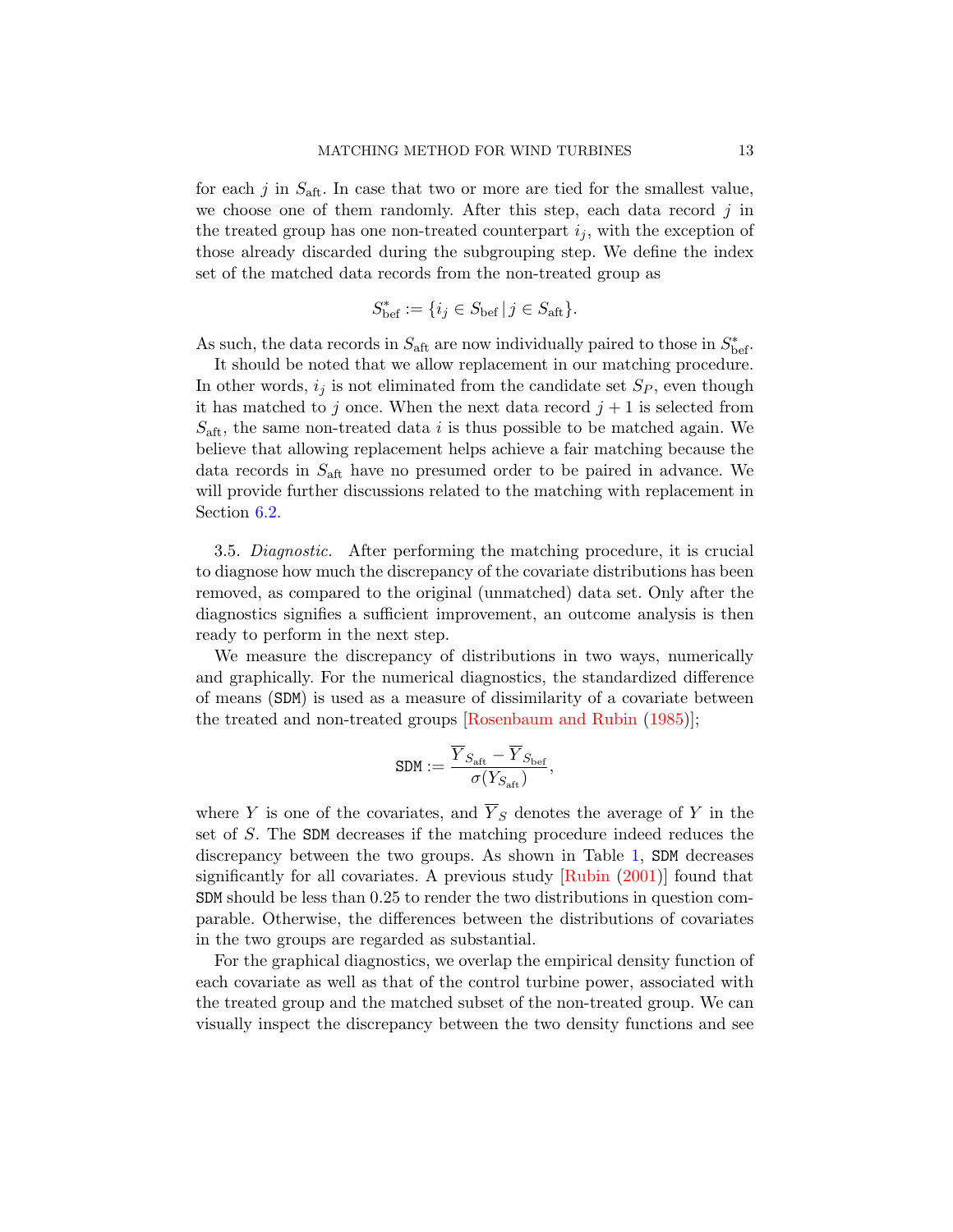for each $j$ in $S_{\text{aft}}$. In case that two or more are tied for the smallest value, we choose one of them randomly. After this step, each data record $j$ in the treated group has one non-treated counterpart $i_j$, with the exception of those already discarded during the subgrouping step. We define the index set of the matched data records from the non-treated group as

$$S^*_{\text{bef}} := \{i_j \in S_{\text{bef}} \,|\, j \in S_{\text{aft}}\}.$$

As such, the data records in $S_{\text{aft}}$ are now individually paired to those in $S^*_{\text{bef}}$.

It should be noted that we allow replacement in our matching procedure. In other words, $i_j$ is not eliminated from the candidate set $S_P$, even though it has matched to $j$ once. When the next data record $j+1$ is selected from $S_{\text{aft}}$, the same non-treated data $i$ is thus possible to be matched again. We believe that allowing replacement helps achieve a fair matching because the data records in $S_{\text{aft}}$ have no presumed order to be paired in advance. We will provide further discussions related to the matching with replacement in Section 6.2.

3.5. *Diagnostic.* After performing the matching procedure, it is crucial to diagnose how much the discrepancy of the covariate distributions has been removed, as compared to the original (unmatched) data set. Only after the diagnostics signifies a sufficient improvement, an outcome analysis is then ready to perform in the next step.

We measure the discrepancy of distributions in two ways, numerically and graphically. For the numerical diagnostics, the standardized difference of means (`SDM`) is used as a measure of dissimilarity of a covariate between the treated and non-treated groups [Rosenbaum and Rubin (1985)];

$$\texttt{SDM} := \frac{\overline{Y}_{S_{\text{aft}}} - \overline{Y}_{S_{\text{bef}}}}{\sigma(Y_{S_{\text{aft}}})},$$

where $Y$ is one of the covariates, and $\overline{Y}_S$ denotes the average of $Y$ in the set of $S$. The `SDM` decreases if the matching procedure indeed reduces the discrepancy between the two groups. As shown in Table 1, `SDM` decreases significantly for all covariates. A previous study [Rubin (2001)] found that `SDM` should be less than 0.25 to render the two distributions in question comparable. Otherwise, the differences between the distributions of covariates in the two groups are regarded as substantial.

For the graphical diagnostics, we overlap the empirical density function of each covariate as well as that of the control turbine power, associated with the treated group and the matched subset of the non-treated group. We can visually inspect the discrepancy between the two density functions and see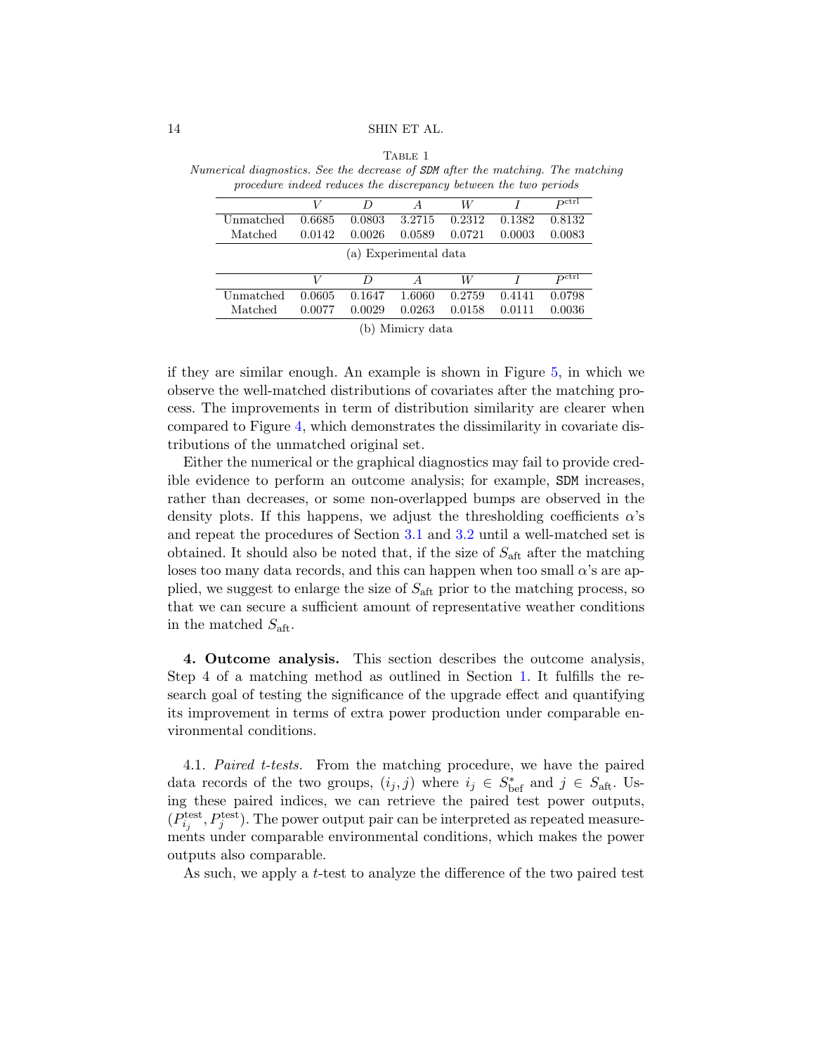TABLE 1

*Numerical diagnostics. See the decrease of* `SDM` *after the matching. The matching procedure indeed reduces the discrepancy between the two periods*

| | $V$ | $D$ | $A$ | $W$ | $I$ | $P^{\text{ctrl}}$ |
|---|---|---|---|---|---|---|
| Unmatched | 0.6685 | 0.0803 | 3.2715 | 0.2312 | 0.1382 | 0.8132 |
| Matched | 0.0142 | 0.0026 | 0.0589 | 0.0721 | 0.0003 | 0.0083 |

(a) Experimental data

| | $V$ | $D$ | $A$ | $W$ | $I$ | $P^{\text{ctrl}}$ |
|---|---|---|---|---|---|---|
| Unmatched | 0.0605 | 0.1647 | 1.6060 | 0.2759 | 0.4141 | 0.0798 |
| Matched | 0.0077 | 0.0029 | 0.0263 | 0.0158 | 0.0111 | 0.0036 |

(b) Mimicry data

if they are similar enough. An example is shown in Figure 5, in which we observe the well-matched distributions of covariates after the matching process. The improvements in term of distribution similarity are clearer when compared to Figure 4, which demonstrates the dissimilarity in covariate distributions of the unmatched original set.

Either the numerical or the graphical diagnostics may fail to provide credible evidence to perform an outcome analysis; for example, `SDM` increases, rather than decreases, or some non-overlapped bumps are observed in the density plots. If this happens, we adjust the thresholding coefficients $\alpha$'s and repeat the procedures of Section 3.1 and 3.2 until a well-matched set is obtained. It should also be noted that, if the size of $S_{\text{aft}}$ after the matching loses too many data records, and this can happen when too small $\alpha$'s are applied, we suggest to enlarge the size of $S_{\text{aft}}$ prior to the matching process, so that we can secure a sufficient amount of representative weather conditions in the matched $S_{\text{aft}}$.

## 4. Outcome analysis.

This section describes the outcome analysis, Step 4 of a matching method as outlined in Section 1. It fulfills the research goal of testing the significance of the upgrade effect and quantifying its improvement in terms of extra power production under comparable environmental conditions.

### 4.1. *Paired t-tests.*

From the matching procedure, we have the paired data records of the two groups, $(i_j, j)$ where $i_j \in S^*_{\text{bef}}$ and $j \in S_{\text{aft}}$. Using these paired indices, we can retrieve the paired test power outputs, $(P^{\text{test}}_{i_j}, P^{\text{test}}_{j})$. The power output pair can be interpreted as repeated measurements under comparable environmental conditions, which makes the power outputs also comparable.

As such, we apply a $t$-test to analyze the difference of the two paired test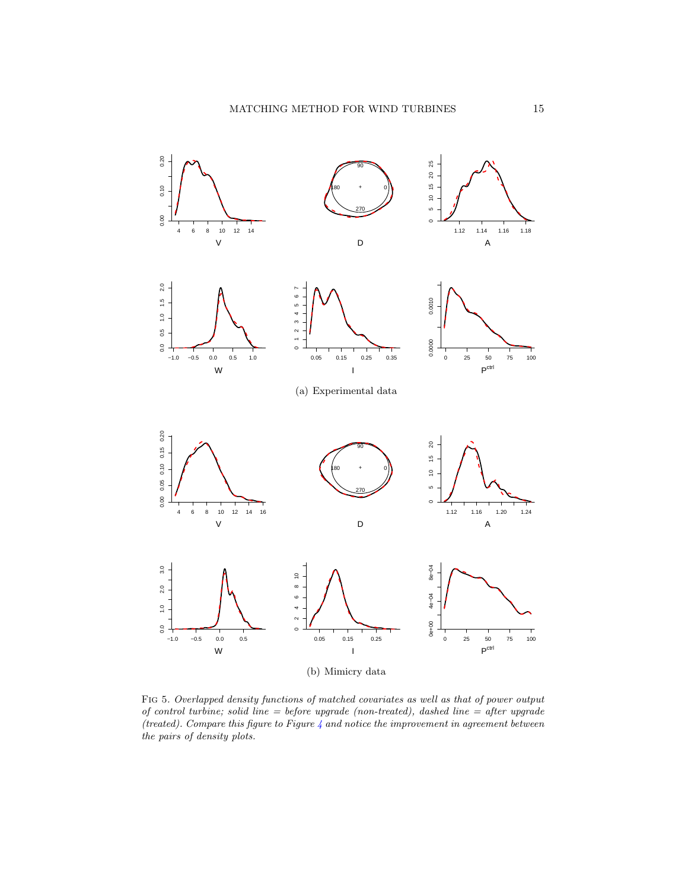(a) Experimental data

(b) Mimicry data

Fig 5. *Overlapped density functions of matched covariates as well as that of power output of control turbine; solid line = before upgrade (non-treated), dashed line = after upgrade (treated). Compare this figure to Figure 4 and notice the improvement in agreement between the pairs of density plots.*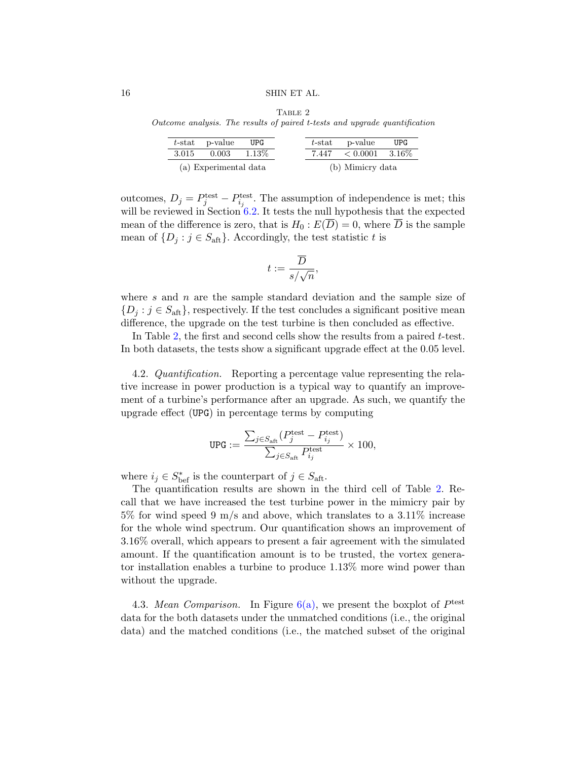TABLE 2

*Outcome analysis. The results of paired t-tests and upgrade quantification*

| $t$-stat | p-value | UPG |
|---|---|---|
| 3.015 | 0.003 | 1.13% |

(a) Experimental data

| $t$-stat | p-value | UPG |
|---|---|---|
| 7.447 | $< 0.0001$ | 3.16% |

(b) Mimicry data

outcomes, $D_j = P_j^{\text{test}} - P_{i_j}^{\text{test}}$. The assumption of independence is met; this will be reviewed in Section 6.2. It tests the null hypothesis that the expected mean of the difference is zero, that is $H_0 : E(\overline{D}) = 0$, where $\overline{D}$ is the sample mean of $\{D_j : j \in S_{\text{aft}}\}$. Accordingly, the test statistic $t$ is

$$t := \frac{\overline{D}}{s/\sqrt{n}},$$

where $s$ and $n$ are the sample standard deviation and the sample size of $\{D_j : j \in S_{\text{aft}}\}$, respectively. If the test concludes a significant positive mean difference, the upgrade on the test turbine is then concluded as effective.

In Table 2, the first and second cells show the results from a paired $t$-test. In both datasets, the tests show a significant upgrade effect at the 0.05 level.

4.2. *Quantification.* Reporting a percentage value representing the relative increase in power production is a typical way to quantify an improvement of a turbine's performance after an upgrade. As such, we quantify the upgrade effect (UPG) in percentage terms by computing

$$\texttt{UPG} := \frac{\sum_{j \in S_{\text{aft}}} (P_j^{\text{test}} - P_{i_j}^{\text{test}})}{\sum_{j \in S_{\text{aft}}} P_{i_j}^{\text{test}}} \times 100,$$

where $i_j \in S_{\text{bef}}^*$ is the counterpart of $j \in S_{\text{aft}}$.

The quantification results are shown in the third cell of Table 2. Recall that we have increased the test turbine power in the mimicry pair by 5% for wind speed 9 m/s and above, which translates to a 3.11% increase for the whole wind spectrum. Our quantification shows an improvement of 3.16% overall, which appears to present a fair agreement with the simulated amount. If the quantification amount is to be trusted, the vortex generator installation enables a turbine to produce 1.13% more wind power than without the upgrade.

4.3. *Mean Comparison.* In Figure 6(a), we present the boxplot of $P^{\text{test}}$ data for the both datasets under the unmatched conditions (i.e., the original data) and the matched conditions (i.e., the matched subset of the original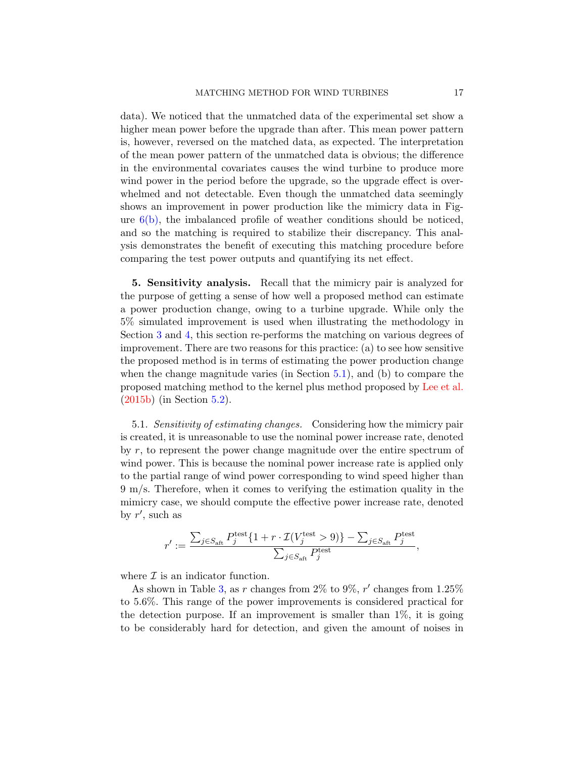data). We noticed that the unmatched data of the experimental set show a higher mean power before the upgrade than after. This mean power pattern is, however, reversed on the matched data, as expected. The interpretation of the mean power pattern of the unmatched data is obvious; the difference in the environmental covariates causes the wind turbine to produce more wind power in the period before the upgrade, so the upgrade effect is overwhelmed and not detectable. Even though the unmatched data seemingly shows an improvement in power production like the mimicry data in Figure 6(b), the imbalanced profile of weather conditions should be noticed, and so the matching is required to stabilize their discrepancy. This analysis demonstrates the benefit of executing this matching procedure before comparing the test power outputs and quantifying its net effect.

## 5. Sensitivity analysis.

Recall that the mimicry pair is analyzed for the purpose of getting a sense of how well a proposed method can estimate a power production change, owing to a turbine upgrade. While only the 5% simulated improvement is used when illustrating the methodology in Section 3 and 4, this section re-performs the matching on various degrees of improvement. There are two reasons for this practice: (a) to see how sensitive the proposed method is in terms of estimating the power production change when the change magnitude varies (in Section 5.1), and (b) to compare the proposed matching method to the kernel plus method proposed by Lee et al. (2015b) (in Section 5.2).

### 5.1. *Sensitivity of estimating changes.*

Considering how the mimicry pair is created, it is unreasonable to use the nominal power increase rate, denoted by $r$, to represent the power change magnitude over the entire spectrum of wind power. This is because the nominal power increase rate is applied only to the partial range of wind power corresponding to wind speed higher than 9 m/s. Therefore, when it comes to verifying the estimation quality in the mimicry case, we should compute the effective power increase rate, denoted by $r'$, such as

$$r' := \frac{\sum_{j \in S_{\text{aft}}} P_j^{\text{test}} \{1 + r \cdot \mathcal{I}(V_j^{\text{test}} > 9)\} - \sum_{j \in S_{\text{aft}}} P_j^{\text{test}}}{\sum_{j \in S_{\text{aft}}} P_j^{\text{test}}},$$

where $\mathcal{I}$ is an indicator function.

As shown in Table 3, as $r$ changes from 2% to 9%, $r'$ changes from 1.25% to 5.6%. This range of the power improvements is considered practical for the detection purpose. If an improvement is smaller than 1%, it is going to be considerably hard for detection, and given the amount of noises in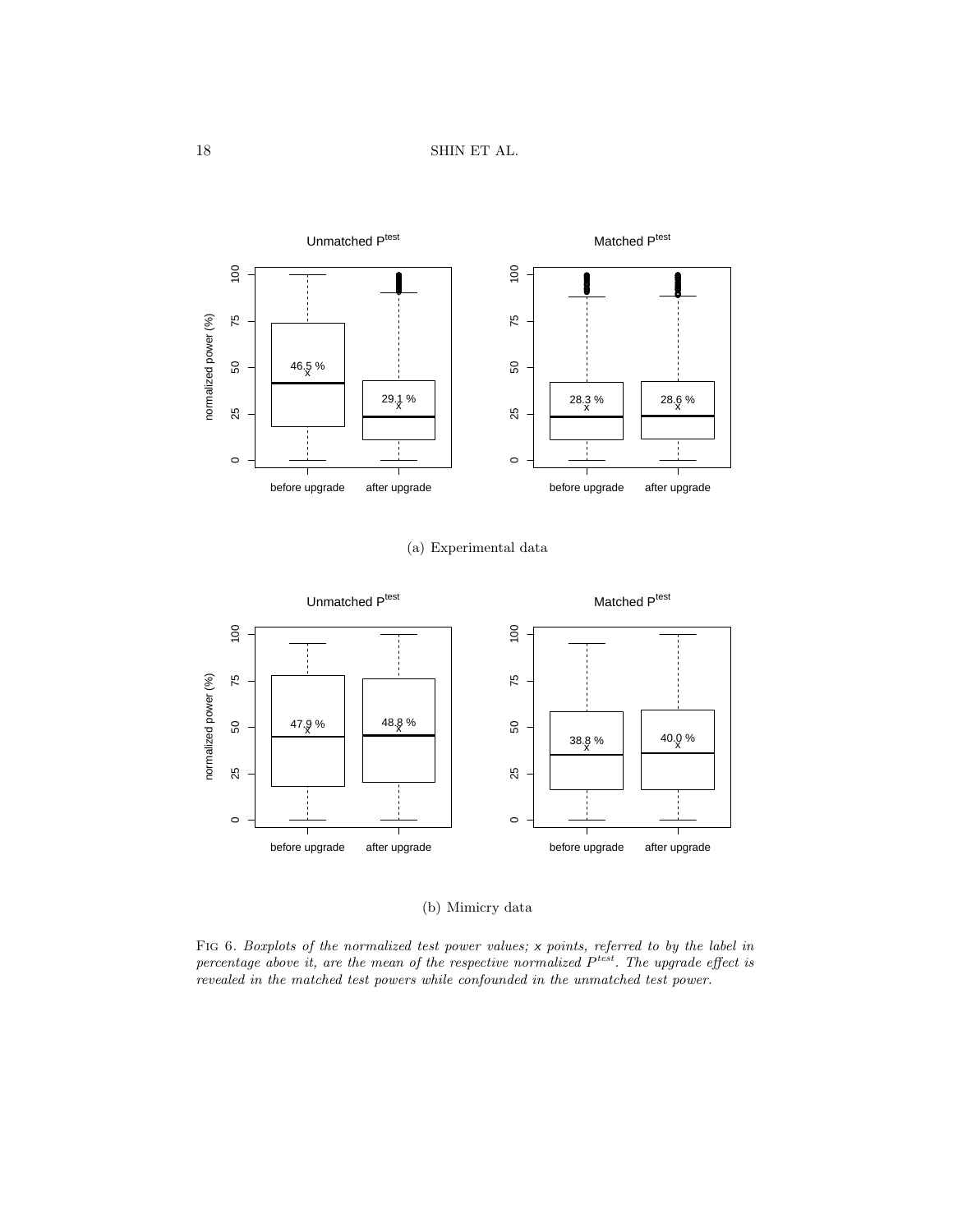(a) Experimental data

(b) Mimicry data

FIG 6. *Boxplots of the normalized test power values;* x *points, referred to by the label in percentage above it, are the mean of the respective normalized $P^{test}$. The upgrade effect is revealed in the matched test powers while confounded in the unmatched test power.*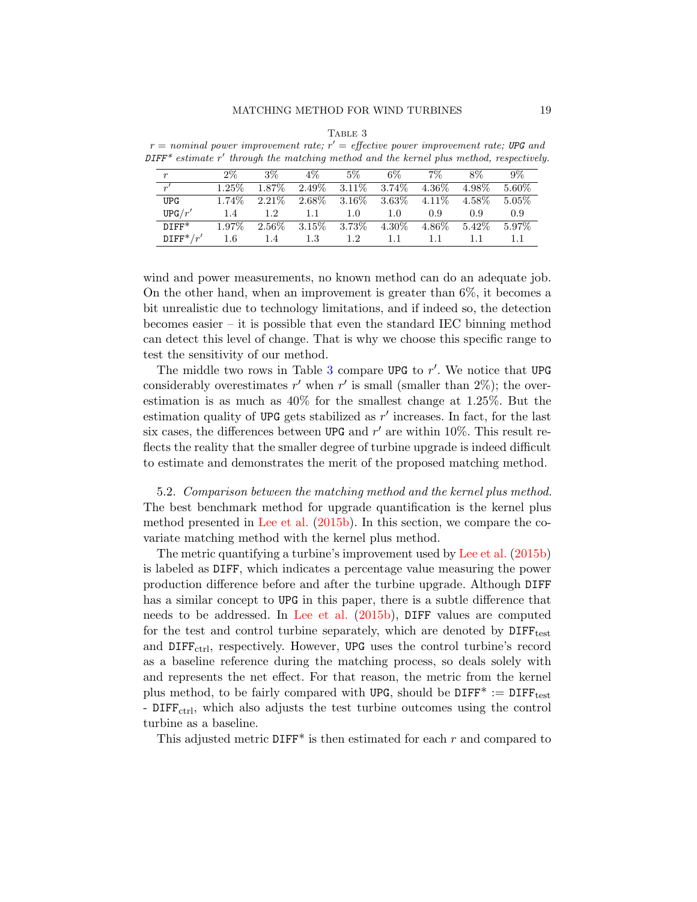Table 3

*$r$ = nominal power improvement rate; $r'$ = effective power improvement rate;* `UPG` *and* `DIFF*` *estimate $r'$ through the matching method and the kernel plus method, respectively.*

| $r$ | 2% | 3% | 4% | 5% | 6% | 7% | 8% | 9% |
|---|---|---|---|---|---|---|---|---|
| $r'$ | 1.25% | 1.87% | 2.49% | 3.11% | 3.74% | 4.36% | 4.98% | 5.60% |
| `UPG` | 1.74% | 2.21% | 2.68% | 3.16% | 3.63% | 4.11% | 4.58% | 5.05% |
| `UPG`$/r'$ | 1.4 | 1.2 | 1.1 | 1.0 | 1.0 | 0.9 | 0.9 | 0.9 |
| `DIFF*` | 1.97% | 2.56% | 3.15% | 3.73% | 4.30% | 4.86% | 5.42% | 5.97% |
| `DIFF*`$/r'$ | 1.6 | 1.4 | 1.3 | 1.2 | 1.1 | 1.1 | 1.1 | 1.1 |

wind and power measurements, no known method can do an adequate job. On the other hand, when an improvement is greater than 6%, it becomes a bit unrealistic due to technology limitations, and if indeed so, the detection becomes easier – it is possible that even the standard IEC binning method can detect this level of change. That is why we choose this specific range to test the sensitivity of our method.

The middle two rows in Table 3 compare `UPG` to $r'$. We notice that `UPG` considerably overestimates $r'$ when $r'$ is small (smaller than 2%); the overestimation is as much as 40% for the smallest change at 1.25%. But the estimation quality of `UPG` gets stabilized as $r'$ increases. In fact, for the last six cases, the differences between `UPG` and $r'$ are within 10%. This result reflects the reality that the smaller degree of turbine upgrade is indeed difficult to estimate and demonstrates the merit of the proposed matching method.

5.2. *Comparison between the matching method and the kernel plus method.* The best benchmark method for upgrade quantification is the kernel plus method presented in Lee et al. (2015b). In this section, we compare the covariate matching method with the kernel plus method.

The metric quantifying a turbine's improvement used by Lee et al. (2015b) is labeled as `DIFF`, which indicates a percentage value measuring the power production difference before and after the turbine upgrade. Although `DIFF` has a similar concept to `UPG` in this paper, there is a subtle difference that needs to be addressed. In Lee et al. (2015b), `DIFF` values are computed for the test and control turbine separately, which are denoted by $\texttt{DIFF}_{\text{test}}$ and $\texttt{DIFF}_{\text{ctrl}}$, respectively. However, `UPG` uses the control turbine's record as a baseline reference during the matching process, so deals solely with and represents the net effect. For that reason, the metric from the kernel plus method, to be fairly compared with `UPG`, should be $\texttt{DIFF}^* := \texttt{DIFF}_{\text{test}} - \texttt{DIFF}_{\text{ctrl}}$, which also adjusts the test turbine outcomes using the control turbine as a baseline.

This adjusted metric `DIFF*` is then estimated for each $r$ and compared to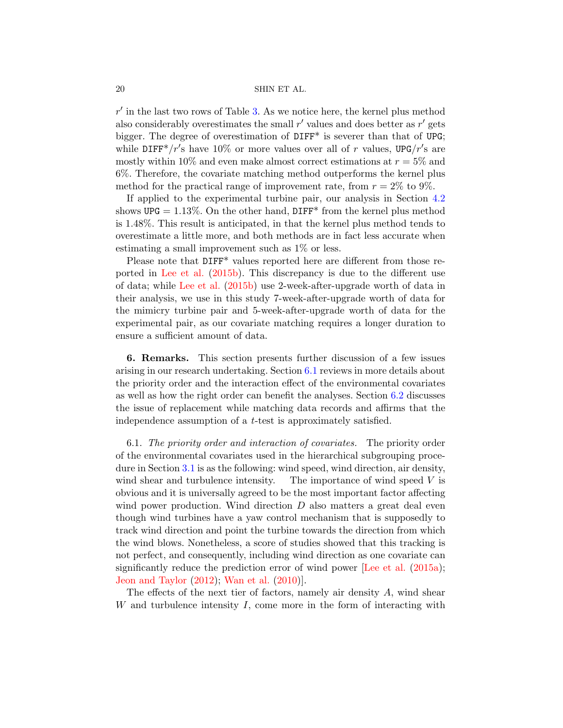$r'$ in the last two rows of Table 3. As we notice here, the kernel plus method also considerably overestimates the small $r'$ values and does better as $r'$ gets bigger. The degree of overestimation of DIFF* is severer than that of UPG; while DIFF*/$r'$s have 10% or more values over all of $r$ values, UPG/$r'$s are mostly within 10% and even make almost correct estimations at $r = 5\%$ and 6%. Therefore, the covariate matching method outperforms the kernel plus method for the practical range of improvement rate, from $r = 2\%$ to 9%.

If applied to the experimental turbine pair, our analysis in Section 4.2 shows UPG = 1.13%. On the other hand, DIFF* from the kernel plus method is 1.48%. This result is anticipated, in that the kernel plus method tends to overestimate a little more, and both methods are in fact less accurate when estimating a small improvement such as 1% or less.

Please note that DIFF* values reported here are different from those reported in Lee et al. (2015b). This discrepancy is due to the different use of data; while Lee et al. (2015b) use 2-week-after-upgrade worth of data in their analysis, we use in this study 7-week-after-upgrade worth of data for the mimicry turbine pair and 5-week-after-upgrade worth of data for the experimental pair, as our covariate matching requires a longer duration to ensure a sufficient amount of data.

## 6. Remarks.

This section presents further discussion of a few issues arising in our research undertaking. Section 6.1 reviews in more details about the priority order and the interaction effect of the environmental covariates as well as how the right order can benefit the analyses. Section 6.2 discusses the issue of replacement while matching data records and affirms that the independence assumption of a $t$-test is approximately satisfied.

### 6.1. *The priority order and interaction of covariates.*

The priority order of the environmental covariates used in the hierarchical subgrouping procedure in Section 3.1 is as the following: wind speed, wind direction, air density, wind shear and turbulence intensity. The importance of wind speed $V$ is obvious and it is universally agreed to be the most important factor affecting wind power production. Wind direction $D$ also matters a great deal even though wind turbines have a yaw control mechanism that is supposedly to track wind direction and point the turbine towards the direction from which the wind blows. Nonetheless, a score of studies showed that this tracking is not perfect, and consequently, including wind direction as one covariate can significantly reduce the prediction error of wind power [Lee et al. (2015a); Jeon and Taylor (2012); Wan et al. (2010)].

The effects of the next tier of factors, namely air density $A$, wind shear $W$ and turbulence intensity $I$, come more in the form of interacting with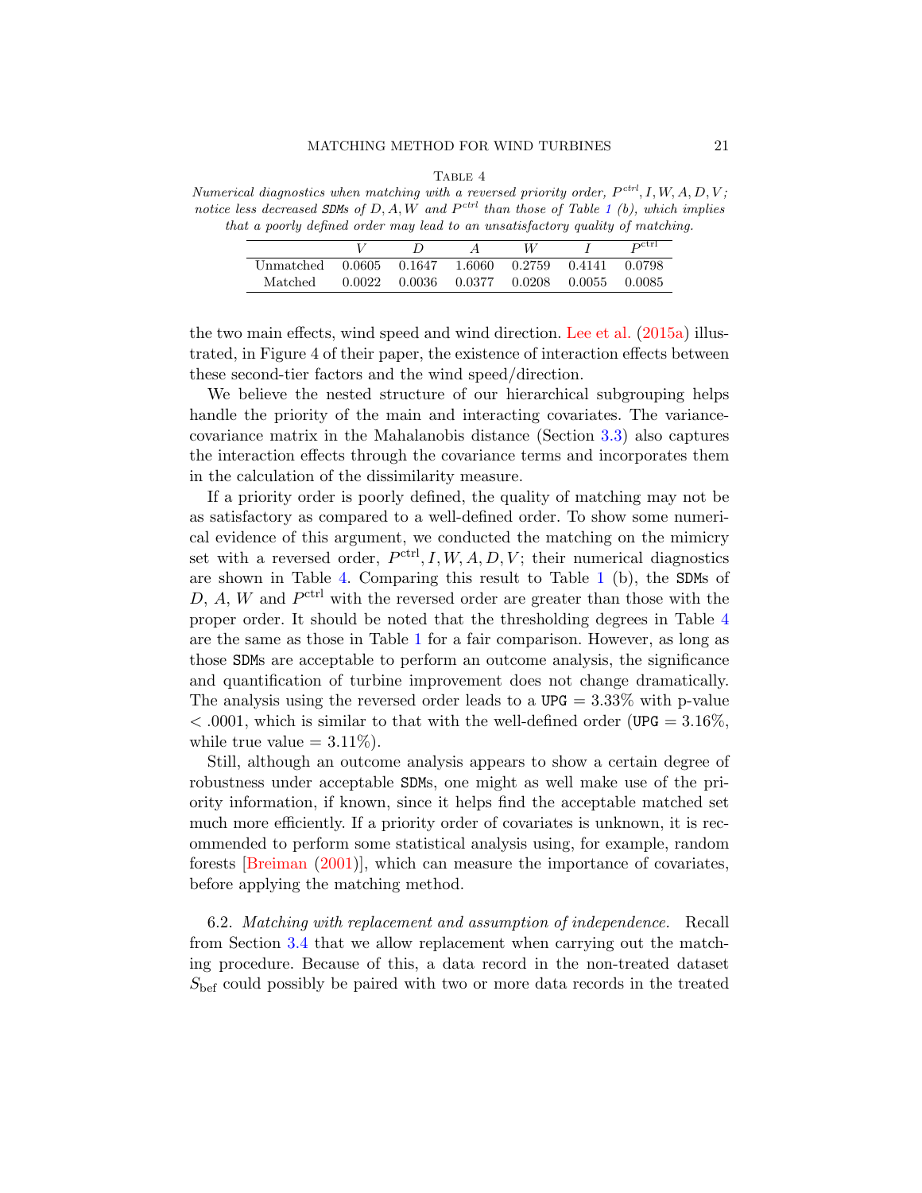TABLE 4

*Numerical diagnostics when matching with a reversed priority order, $P^{ctrl}, I, W, A, D, V$; notice less decreased SDMs of $D, A, W$ and $P^{ctrl}$ than those of Table 1 (b), which implies that a poorly defined order may lead to an unsatisfactory quality of matching.*

| | $V$ | $D$ | $A$ | $W$ | $I$ | $P^{\text{ctrl}}$ |
|---|---|---|---|---|---|---|
| Unmatched | 0.0605 | 0.1647 | 1.6060 | 0.2759 | 0.4141 | 0.0798 |
| Matched | 0.0022 | 0.0036 | 0.0377 | 0.0208 | 0.0055 | 0.0085 |

the two main effects, wind speed and wind direction. Lee et al. (2015a) illustrated, in Figure 4 of their paper, the existence of interaction effects between these second-tier factors and the wind speed/direction.

We believe the nested structure of our hierarchical subgrouping helps handle the priority of the main and interacting covariates. The variance-covariance matrix in the Mahalanobis distance (Section 3.3) also captures the interaction effects through the covariance terms and incorporates them in the calculation of the dissimilarity measure.

If a priority order is poorly defined, the quality of matching may not be as satisfactory as compared to a well-defined order. To show some numerical evidence of this argument, we conducted the matching on the mimicry set with a reversed order, $P^{\text{ctrl}}, I, W, A, D, V$; their numerical diagnostics are shown in Table 4. Comparing this result to Table 1 (b), the SDMs of $D$, $A$, $W$ and $P^{\text{ctrl}}$ with the reversed order are greater than those with the proper order. It should be noted that the thresholding degrees in Table 4 are the same as those in Table 1 for a fair comparison. However, as long as those SDMs are acceptable to perform an outcome analysis, the significance and quantification of turbine improvement does not change dramatically. The analysis using the reversed order leads to a UPG $= 3.33\%$ with p-value $< .0001$, which is similar to that with the well-defined order (UPG $= 3.16\%$, while true value $= 3.11\%$).

Still, although an outcome analysis appears to show a certain degree of robustness under acceptable SDMs, one might as well make use of the priority information, if known, since it helps find the acceptable matched set much more efficiently. If a priority order of covariates is unknown, it is recommended to perform some statistical analysis using, for example, random forests [Breiman (2001)], which can measure the importance of covariates, before applying the matching method.

6.2. *Matching with replacement and assumption of independence.* Recall from Section 3.4 that we allow replacement when carrying out the matching procedure. Because of this, a data record in the non-treated dataset $S_{\text{bef}}$ could possibly be paired with two or more data records in the treated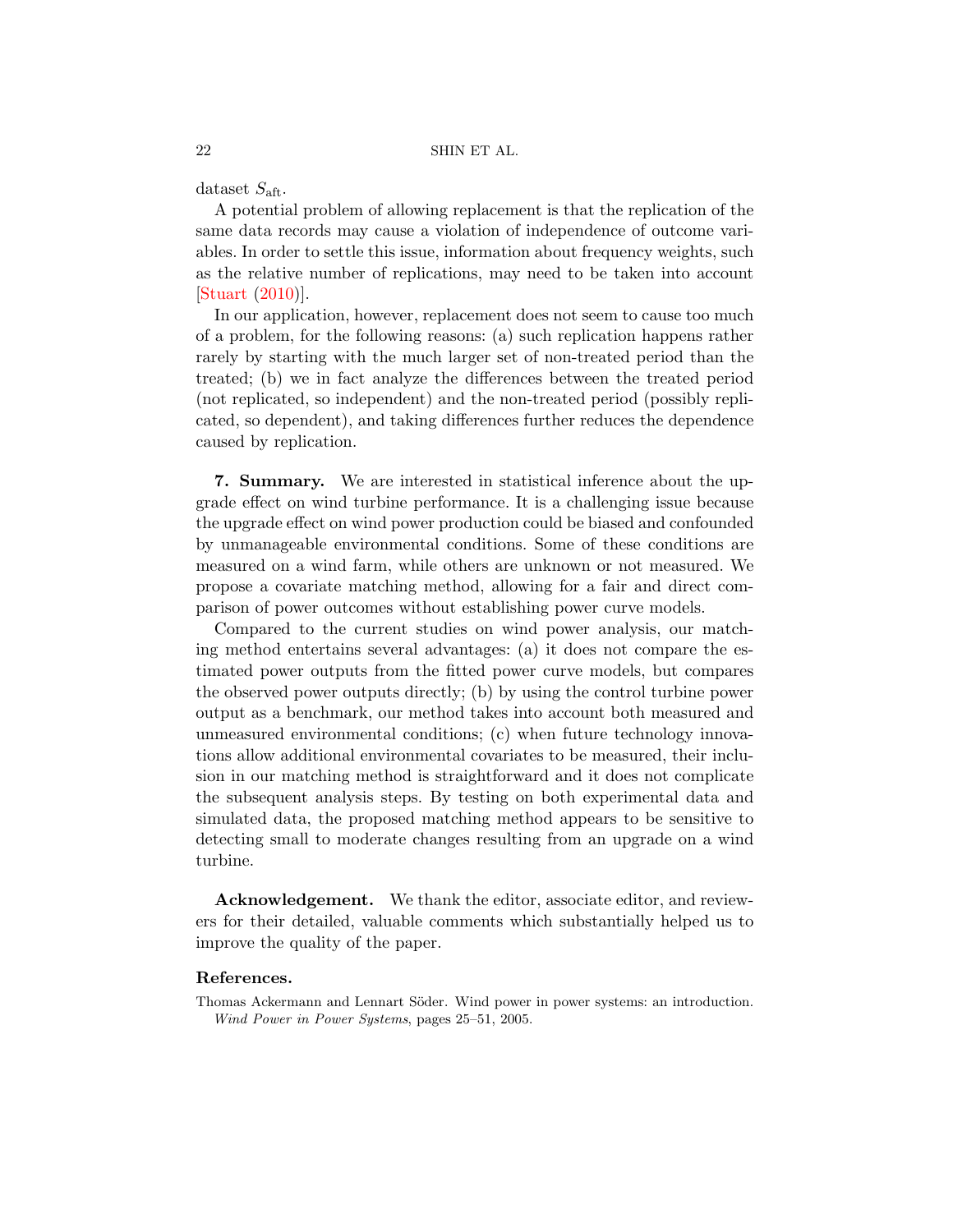dataset $S_{\text{aft}}$.

A potential problem of allowing replacement is that the replication of the same data records may cause a violation of independence of outcome variables. In order to settle this issue, information about frequency weights, such as the relative number of replications, may need to be taken into account [Stuart (2010)].

In our application, however, replacement does not seem to cause too much of a problem, for the following reasons: (a) such replication happens rather rarely by starting with the much larger set of non-treated period than the treated; (b) we in fact analyze the differences between the treated period (not replicated, so independent) and the non-treated period (possibly replicated, so dependent), and taking differences further reduces the dependence caused by replication.

## 7. Summary.

We are interested in statistical inference about the upgrade effect on wind turbine performance. It is a challenging issue because the upgrade effect on wind power production could be biased and confounded by unmanageable environmental conditions. Some of these conditions are measured on a wind farm, while others are unknown or not measured. We propose a covariate matching method, allowing for a fair and direct comparison of power outcomes without establishing power curve models.

Compared to the current studies on wind power analysis, our matching method entertains several advantages: (a) it does not compare the estimated power outputs from the fitted power curve models, but compares the observed power outputs directly; (b) by using the control turbine power output as a benchmark, our method takes into account both measured and unmeasured environmental conditions; (c) when future technology innovations allow additional environmental covariates to be measured, their inclusion in our matching method is straightforward and it does not complicate the subsequent analysis steps. By testing on both experimental data and simulated data, the proposed matching method appears to be sensitive to detecting small to moderate changes resulting from an upgrade on a wind turbine.

**Acknowledgement.** We thank the editor, associate editor, and reviewers for their detailed, valuable comments which substantially helped us to improve the quality of the paper.

## References.

Thomas Ackermann and Lennart Söder. Wind power in power systems: an introduction. *Wind Power in Power Systems*, pages 25–51, 2005.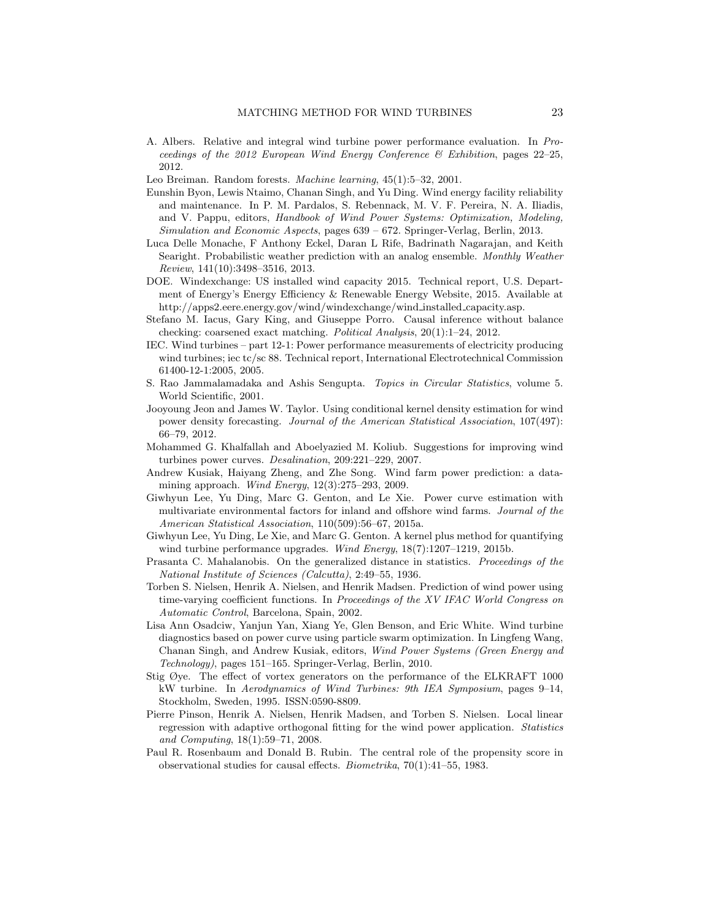A. Albers. Relative and integral wind turbine power performance evaluation. In *Proceedings of the 2012 European Wind Energy Conference & Exhibition*, pages 22–25, 2012.

Leo Breiman. Random forests. *Machine learning*, 45(1):5–32, 2001.

Eunshin Byon, Lewis Ntaimo, Chanan Singh, and Yu Ding. Wind energy facility reliability and maintenance. In P. M. Pardalos, S. Rebennack, M. V. F. Pereira, N. A. Iliadis, and V. Pappu, editors, *Handbook of Wind Power Systems: Optimization, Modeling, Simulation and Economic Aspects*, pages 639 – 672. Springer-Verlag, Berlin, 2013.

Luca Delle Monache, F Anthony Eckel, Daran L Rife, Badrinath Nagarajan, and Keith Searight. Probabilistic weather prediction with an analog ensemble. *Monthly Weather Review*, 141(10):3498–3516, 2013.

DOE. Windexchange: US installed wind capacity 2015. Technical report, U.S. Department of Energy's Energy Efficiency & Renewable Energy Website, 2015. Available at http://apps2.eere.energy.gov/wind/windexchange/wind_installed_capacity.asp.

Stefano M. Iacus, Gary King, and Giuseppe Porro. Causal inference without balance checking: coarsened exact matching. *Political Analysis*, 20(1):1–24, 2012.

IEC. Wind turbines – part 12-1: Power performance measurements of electricity producing wind turbines; iec tc/sc 88. Technical report, International Electrotechnical Commission 61400-12-1:2005, 2005.

S. Rao Jammalamadaka and Ashis Sengupta. *Topics in Circular Statistics*, volume 5. World Scientific, 2001.

Jooyoung Jeon and James W. Taylor. Using conditional kernel density estimation for wind power density forecasting. *Journal of the American Statistical Association*, 107(497): 66–79, 2012.

Mohammed G. Khalfallah and Aboelyazied M. Koliub. Suggestions for improving wind turbines power curves. *Desalination*, 209:221–229, 2007.

Andrew Kusiak, Haiyang Zheng, and Zhe Song. Wind farm power prediction: a data-mining approach. *Wind Energy*, 12(3):275–293, 2009.

Giwhyun Lee, Yu Ding, Marc G. Genton, and Le Xie. Power curve estimation with multivariate environmental factors for inland and offshore wind farms. *Journal of the American Statistical Association*, 110(509):56–67, 2015a.

Giwhyun Lee, Yu Ding, Le Xie, and Marc G. Genton. A kernel plus method for quantifying wind turbine performance upgrades. *Wind Energy*, 18(7):1207–1219, 2015b.

Prasanta C. Mahalanobis. On the generalized distance in statistics. *Proceedings of the National Institute of Sciences (Calcutta)*, 2:49–55, 1936.

Torben S. Nielsen, Henrik A. Nielsen, and Henrik Madsen. Prediction of wind power using time-varying coefficient functions. In *Proceedings of the XV IFAC World Congress on Automatic Control*, Barcelona, Spain, 2002.

Lisa Ann Osadciw, Yanjun Yan, Xiang Ye, Glen Benson, and Eric White. Wind turbine diagnostics based on power curve using particle swarm optimization. In Lingfeng Wang, Chanan Singh, and Andrew Kusiak, editors, *Wind Power Systems (Green Energy and Technology)*, pages 151–165. Springer-Verlag, Berlin, 2010.

Stig Øye. The effect of vortex generators on the performance of the ELKRAFT 1000 kW turbine. In *Aerodynamics of Wind Turbines: 9th IEA Symposium*, pages 9–14, Stockholm, Sweden, 1995. ISSN:0590-8809.

Pierre Pinson, Henrik A. Nielsen, Henrik Madsen, and Torben S. Nielsen. Local linear regression with adaptive orthogonal fitting for the wind power application. *Statistics and Computing*, 18(1):59–71, 2008.

Paul R. Rosenbaum and Donald B. Rubin. The central role of the propensity score in observational studies for causal effects. *Biometrika*, 70(1):41–55, 1983.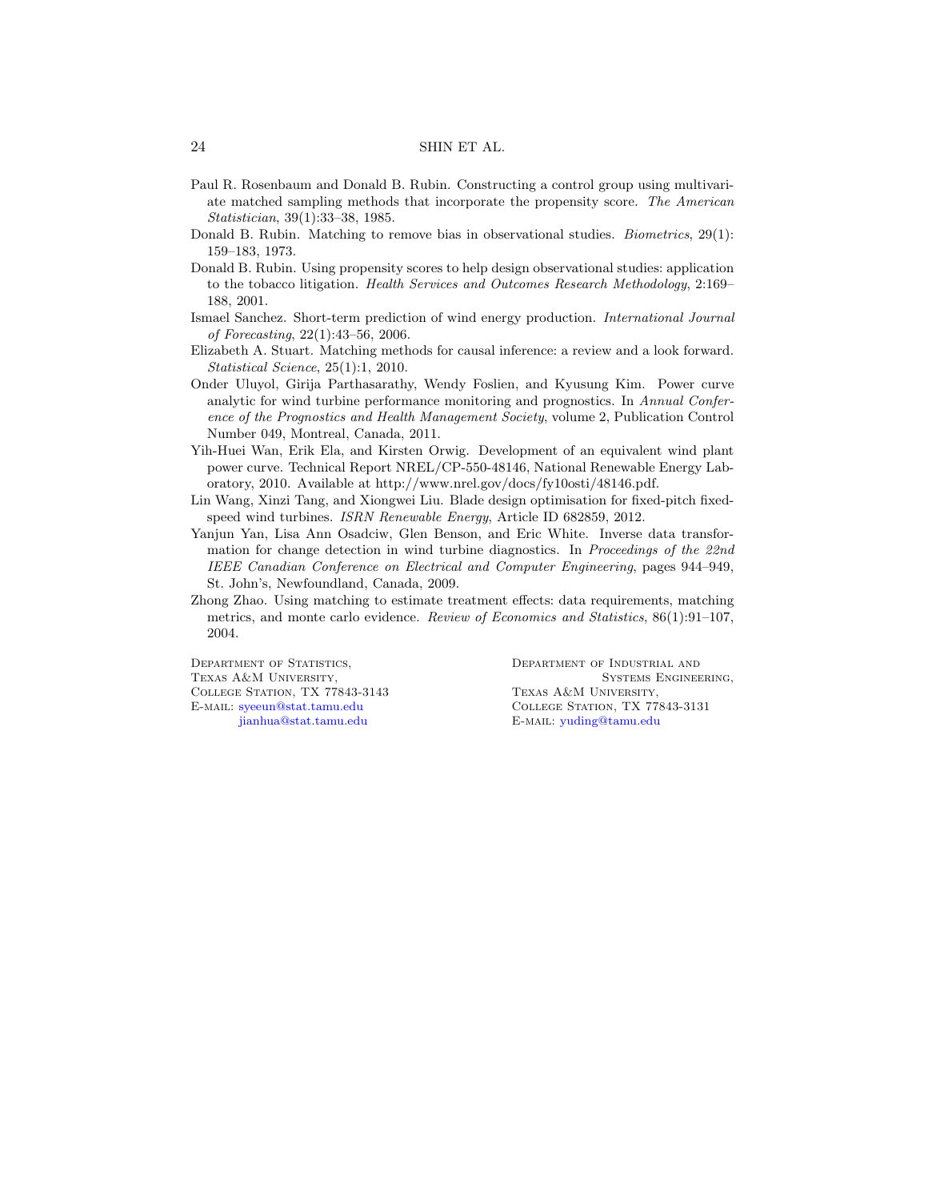Paul R. Rosenbaum and Donald B. Rubin. Constructing a control group using multivariate matched sampling methods that incorporate the propensity score. *The American Statistician*, 39(1):33–38, 1985.

Donald B. Rubin. Matching to remove bias in observational studies. *Biometrics*, 29(1): 159–183, 1973.

Donald B. Rubin. Using propensity scores to help design observational studies: application to the tobacco litigation. *Health Services and Outcomes Research Methodology*, 2:169–188, 2001.

Ismael Sanchez. Short-term prediction of wind energy production. *International Journal of Forecasting*, 22(1):43–56, 2006.

Elizabeth A. Stuart. Matching methods for causal inference: a review and a look forward. *Statistical Science*, 25(1):1, 2010.

Onder Uluyol, Girija Parthasarathy, Wendy Foslien, and Kyusung Kim. Power curve analytic for wind turbine performance monitoring and prognostics. In *Annual Conference of the Prognostics and Health Management Society*, volume 2, Publication Control Number 049, Montreal, Canada, 2011.

Yih-Huei Wan, Erik Ela, and Kirsten Orwig. Development of an equivalent wind plant power curve. Technical Report NREL/CP-550-48146, National Renewable Energy Laboratory, 2010. Available at http://www.nrel.gov/docs/fy10osti/48146.pdf.

Lin Wang, Xinzi Tang, and Xiongwei Liu. Blade design optimisation for fixed-pitch fixed-speed wind turbines. *ISRN Renewable Energy*, Article ID 682859, 2012.

Yanjun Yan, Lisa Ann Osadciw, Glen Benson, and Eric White. Inverse data transformation for change detection in wind turbine diagnostics. In *Proceedings of the 22nd IEEE Canadian Conference on Electrical and Computer Engineering*, pages 944–949, St. John's, Newfoundland, Canada, 2009.

Zhong Zhao. Using matching to estimate treatment effects: data requirements, matching metrics, and monte carlo evidence. *Review of Economics and Statistics*, 86(1):91–107, 2004.

Department of Statistics,
Texas A&M University,
College Station, TX 77843-3143
E-mail: syeeun@stat.tamu.edu
jianhua@stat.tamu.edu

Department of Industrial and
Systems Engineering,
Texas A&M University,
College Station, TX 77843-3131
E-mail: yuding@tamu.edu